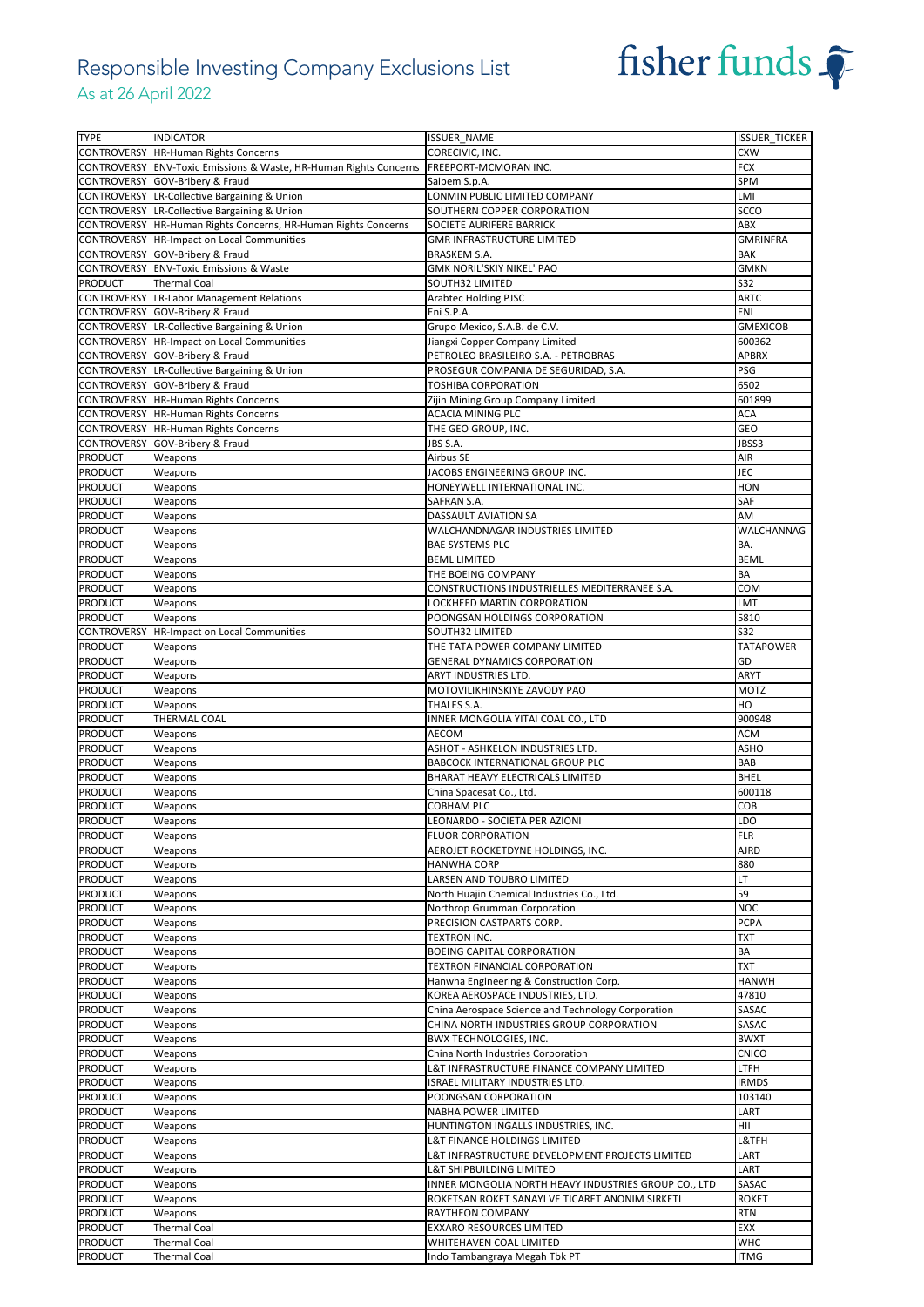# Responsible Investing Company Exclusions List

As at 26 April 2022

fisher funds

| TYPE | INDICATOR | ISSUER_NAME | ISSUER_TICKER |
|---|---|---|---|
| CONTROVERSY | HR-Human Rights Concerns | CORECIVIC, INC. | CXW |
| CONTROVERSY | ENV-Toxic Emissions & Waste, HR-Human Rights Concerns | FREEPORT-MCMORAN INC. | FCX |
| CONTROVERSY | GOV-Bribery & Fraud | Saipem S.p.A. | SPM |
| CONTROVERSY | LR-Collective Bargaining & Union | LONMIN PUBLIC LIMITED COMPANY | LMI |
| CONTROVERSY | LR-Collective Bargaining & Union | SOUTHERN COPPER CORPORATION | SCCO |
| CONTROVERSY | HR-Human Rights Concerns, HR-Human Rights Concerns | SOCIETE AURIFERE BARRICK | ABX |
| CONTROVERSY | HR-Impact on Local Communities | GMR INFRASTRUCTURE LIMITED | GMRINFRA |
| CONTROVERSY | GOV-Bribery & Fraud | BRASKEM S.A. | BAK |
| CONTROVERSY | ENV-Toxic Emissions & Waste | GMK NORIL'SKIY NIKEL' PAO | GMKN |
| PRODUCT | Thermal Coal | SOUTH32 LIMITED | S32 |
| CONTROVERSY | LR-Labor Management Relations | Arabtec Holding PJSC | ARTC |
| CONTROVERSY | GOV-Bribery & Fraud | Eni S.P.A. | ENI |
| CONTROVERSY | LR-Collective Bargaining & Union | Grupo Mexico, S.A.B. de C.V. | GMEXICOB |
| CONTROVERSY | HR-Impact on Local Communities | Jiangxi Copper Company Limited | 600362 |
| CONTROVERSY | GOV-Bribery & Fraud | PETROLEO BRASILEIRO S.A. - PETROBRAS | APBRX |
| CONTROVERSY | LR-Collective Bargaining & Union | PROSEGUR COMPANIA DE SEGURIDAD, S.A. | PSG |
| CONTROVERSY | GOV-Bribery & Fraud | TOSHIBA CORPORATION | 6502 |
| CONTROVERSY | HR-Human Rights Concerns | Zijin Mining Group Company Limited | 601899 |
| CONTROVERSY | HR-Human Rights Concerns | ACACIA MINING PLC | ACA |
| CONTROVERSY | HR-Human Rights Concerns | THE GEO GROUP, INC. | GEO |
| CONTROVERSY | GOV-Bribery & Fraud | JBS S.A. | JBSS3 |
| PRODUCT | Weapons | Airbus SE | AIR |
| PRODUCT | Weapons | JACOBS ENGINEERING GROUP INC. | JEC |
| PRODUCT | Weapons | HONEYWELL INTERNATIONAL INC. | HON |
| PRODUCT | Weapons | SAFRAN S.A. | SAF |
| PRODUCT | Weapons | DASSAULT AVIATION SA | AM |
| PRODUCT | Weapons | WALCHANDNAGAR INDUSTRIES LIMITED | WALCHANNAG |
| PRODUCT | Weapons | BAE SYSTEMS PLC | BA. |
| PRODUCT | Weapons | BEML LIMITED | BEML |
| PRODUCT | Weapons | THE BOEING COMPANY | BA |
| PRODUCT | Weapons | CONSTRUCTIONS INDUSTRIELLES MEDITERRANEE S.A. | COM |
| PRODUCT | Weapons | LOCKHEED MARTIN CORPORATION | LMT |
| PRODUCT | Weapons | POONGSAN HOLDINGS CORPORATION | 5810 |
| CONTROVERSY | HR-Impact on Local Communities | SOUTH32 LIMITED | S32 |
| PRODUCT | Weapons | THE TATA POWER COMPANY LIMITED | TATAPOWER |
| PRODUCT | Weapons | GENERAL DYNAMICS CORPORATION | GD |
| PRODUCT | Weapons | ARYT INDUSTRIES LTD. | ARYT |
| PRODUCT | Weapons | MOTOVILIKHINSKIYE ZAVODY PAO | MOTZ |
| PRODUCT | Weapons | THALES S.A. | HO |
| PRODUCT | THERMAL COAL | INNER MONGOLIA YITAI COAL CO., LTD | 900948 |
| PRODUCT | Weapons | AECOM | ACM |
| PRODUCT | Weapons | ASHOT - ASHKELON INDUSTRIES LTD. | ASHO |
| PRODUCT | Weapons | BABCOCK INTERNATIONAL GROUP PLC | BAB |
| PRODUCT | Weapons | BHARAT HEAVY ELECTRICALS LIMITED | BHEL |
| PRODUCT | Weapons | China Spacesat Co., Ltd. | 600118 |
| PRODUCT | Weapons | COBHAM PLC | COB |
| PRODUCT | Weapons | LEONARDO - SOCIETA PER AZIONI | LDO |
| PRODUCT | Weapons | FLUOR CORPORATION | FLR |
| PRODUCT | Weapons | AEROJET ROCKETDYNE HOLDINGS, INC. | AJRD |
| PRODUCT | Weapons | HANWHA CORP | 880 |
| PRODUCT | Weapons | LARSEN AND TOUBRO LIMITED | LT |
| PRODUCT | Weapons | North Huajin Chemical Industries Co., Ltd. | 59 |
| PRODUCT | Weapons | Northrop Grumman Corporation | NOC |
| PRODUCT | Weapons | PRECISION CASTPARTS CORP. | PCPA |
| PRODUCT | Weapons | TEXTRON INC. | TXT |
| PRODUCT | Weapons | BOEING CAPITAL CORPORATION | BA |
| PRODUCT | Weapons | TEXTRON FINANCIAL CORPORATION | TXT |
| PRODUCT | Weapons | Hanwha Engineering & Construction Corp. | HANWH |
| PRODUCT | Weapons | KOREA AEROSPACE INDUSTRIES, LTD. | 47810 |
| PRODUCT | Weapons | China Aerospace Science and Technology Corporation | SASAC |
| PRODUCT | Weapons | CHINA NORTH INDUSTRIES GROUP CORPORATION | SASAC |
| PRODUCT | Weapons | BWX TECHNOLOGIES, INC. | BWXT |
| PRODUCT | Weapons | China North Industries Corporation | CNICO |
| PRODUCT | Weapons | L&T INFRASTRUCTURE FINANCE COMPANY LIMITED | LTFH |
| PRODUCT | Weapons | ISRAEL MILITARY INDUSTRIES LTD. | IRMDS |
| PRODUCT | Weapons | POONGSAN CORPORATION | 103140 |
| PRODUCT | Weapons | NABHA POWER LIMITED | LART |
| PRODUCT | Weapons | HUNTINGTON INGALLS INDUSTRIES, INC. | HII |
| PRODUCT | Weapons | L&T FINANCE HOLDINGS LIMITED | L&TFH |
| PRODUCT | Weapons | L&T INFRASTRUCTURE DEVELOPMENT PROJECTS LIMITED | LART |
| PRODUCT | Weapons | L&T SHIPBUILDING LIMITED | LART |
| PRODUCT | Weapons | INNER MONGOLIA NORTH HEAVY INDUSTRIES GROUP CO., LTD | SASAC |
| PRODUCT | Weapons | ROKETSAN ROKET SANAYI VE TICARET ANONIM SIRKETI | ROKET |
| PRODUCT | Weapons | RAYTHEON COMPANY | RTN |
| PRODUCT | Thermal Coal | EXXARO RESOURCES LIMITED | EXX |
| PRODUCT | Thermal Coal | WHITEHAVEN COAL LIMITED | WHC |
| PRODUCT | Thermal Coal | Indo Tambangraya Megah Tbk PT | ITMG |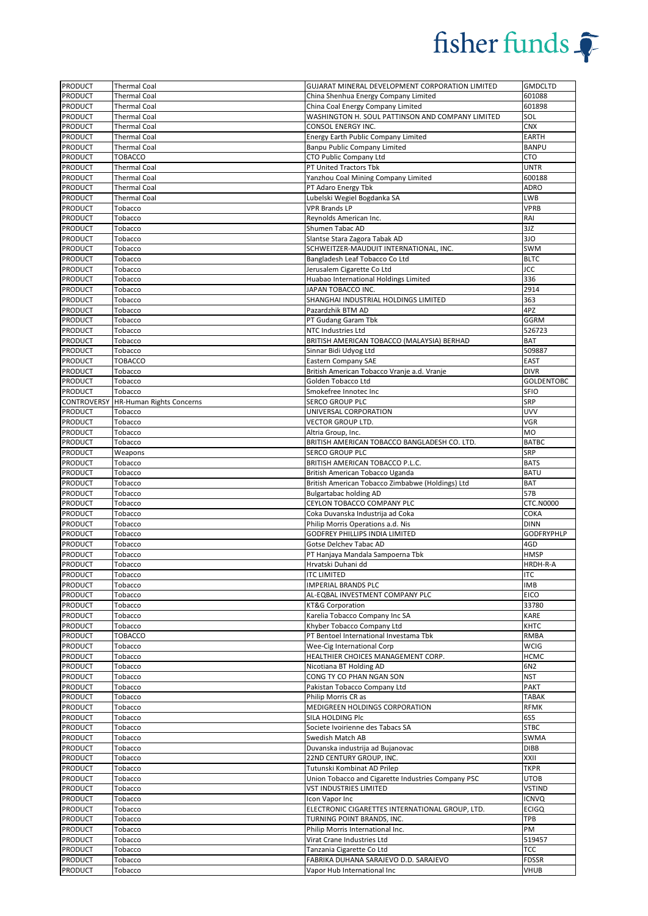| PRODUCT | Thermal Coal | GUJARAT MINERAL DEVELOPMENT CORPORATION LIMITED | GMDCLTD |
|---|---|---|---|
| PRODUCT | Thermal Coal | China Shenhua Energy Company Limited | 601088 |
| PRODUCT | Thermal Coal | China Coal Energy Company Limited | 601898 |
| PRODUCT | Thermal Coal | WASHINGTON H. SOUL PATTINSON AND COMPANY LIMITED | SOL |
| PRODUCT | Thermal Coal | CONSOL ENERGY INC. | CNX |
| PRODUCT | Thermal Coal | Energy Earth Public Company Limited | EARTH |
| PRODUCT | Thermal Coal | Banpu Public Company Limited | BANPU |
| PRODUCT | TOBACCO | CTO Public Company Ltd | CTO |
| PRODUCT | Thermal Coal | PT United Tractors Tbk | UNTR |
| PRODUCT | Thermal Coal | Yanzhou Coal Mining Company Limited | 600188 |
| PRODUCT | Thermal Coal | PT Adaro Energy Tbk | ADRO |
| PRODUCT | Thermal Coal | Lubelski Wegiel Bogdanka SA | LWB |
| PRODUCT | Tobacco | VPR Brands LP | VPRB |
| PRODUCT | Tobacco | Reynolds American Inc. | RAI |
| PRODUCT | Tobacco | Shumen Tabac AD | 3JZ |
| PRODUCT | Tobacco | Slantse Stara Zagora Tabak AD | 3JO |
| PRODUCT | Tobacco | SCHWEITZER-MAUDUIT INTERNATIONAL, INC. | SWM |
| PRODUCT | Tobacco | Bangladesh Leaf Tobacco Co Ltd | BLTC |
| PRODUCT | Tobacco | Jerusalem Cigarette Co Ltd | JCC |
| PRODUCT | Tobacco | Huabao International Holdings Limited | 336 |
| PRODUCT | Tobacco | JAPAN TOBACCO INC. | 2914 |
| PRODUCT | Tobacco | SHANGHAI INDUSTRIAL HOLDINGS LIMITED | 363 |
| PRODUCT | Tobacco | Pazardzhik BTM AD | 4PZ |
| PRODUCT | Tobacco | PT Gudang Garam Tbk | GGRM |
| PRODUCT | Tobacco | NTC Industries Ltd | 526723 |
| PRODUCT | Tobacco | BRITISH AMERICAN TOBACCO (MALAYSIA) BERHAD | BAT |
| PRODUCT | Tobacco | Sinnar Bidi Udyog Ltd | 509887 |
| PRODUCT | TOBACCO | Eastern Company SAE | EAST |
| PRODUCT | Tobacco | British American Tobacco Vranje a.d. Vranje | DIVR |
| PRODUCT | Tobacco | Golden Tobacco Ltd | GOLDENTOBC |
| PRODUCT | Tobacco | Smokefree Innotec Inc | SFIO |
| CONTROVERSY | HR-Human Rights Concerns | SERCO GROUP PLC | SRP |
| PRODUCT | Tobacco | UNIVERSAL CORPORATION | UVV |
| PRODUCT | Tobacco | VECTOR GROUP LTD. | VGR |
| PRODUCT | Tobacco | Altria Group, Inc. | MO |
| PRODUCT | Tobacco | BRITISH AMERICAN TOBACCO BANGLADESH CO. LTD. | BATBC |
| PRODUCT | Weapons | SERCO GROUP PLC | SRP |
| PRODUCT | Tobacco | BRITISH AMERICAN TOBACCO P.L.C. | BATS |
| PRODUCT | Tobacco | British American Tobacco Uganda | BATU |
| PRODUCT | Tobacco | British American Tobacco Zimbabwe (Holdings) Ltd | BAT |
| PRODUCT | Tobacco | Bulgartabac holding AD | 57B |
| PRODUCT | Tobacco | CEYLON TOBACCO COMPANY PLC | CTC.N0000 |
| PRODUCT | Tobacco | Coka Duvanska Industrija ad Coka | COKA |
| PRODUCT | Tobacco | Philip Morris Operations a.d. Nis | DINN |
| PRODUCT | Tobacco | GODFREY PHILLIPS INDIA LIMITED | GODFRYPHLP |
| PRODUCT | Tobacco | Gotse Delchev Tabac AD | 4GD |
| PRODUCT | Tobacco | PT Hanjaya Mandala Sampoerna Tbk | HMSP |
| PRODUCT | Tobacco | Hrvatski Duhani dd | HRDH-R-A |
| PRODUCT | Tobacco | ITC LIMITED | ITC |
| PRODUCT | Tobacco | IMPERIAL BRANDS PLC | IMB |
| PRODUCT | Tobacco | AL-EQBAL INVESTMENT COMPANY PLC | EICO |
| PRODUCT | Tobacco | KT&G Corporation | 33780 |
| PRODUCT | Tobacco | Karelia Tobacco Company Inc SA | KARE |
| PRODUCT | Tobacco | Khyber Tobacco Company Ltd | KHTC |
| PRODUCT | TOBACCO | PT Bentoel International Investama Tbk | RMBA |
| PRODUCT | Tobacco | Wee-Cig International Corp | WCIG |
| PRODUCT | Tobacco | HEALTHIER CHOICES MANAGEMENT CORP. | HCMC |
| PRODUCT | Tobacco | Nicotiana BT Holding AD | 6N2 |
| PRODUCT | Tobacco | CONG TY CO PHAN NGAN SON | NST |
| PRODUCT | Tobacco | Pakistan Tobacco Company Ltd | PAKT |
| PRODUCT | Tobacco | Philip Morris CR as | TABAK |
| PRODUCT | Tobacco | MEDIGREEN HOLDINGS CORPORATION | RFMK |
| PRODUCT | Tobacco | SILA HOLDING Plc | 6S5 |
| PRODUCT | Tobacco | Societe Ivoirienne des Tabacs SA | STBC |
| PRODUCT | Tobacco | Swedish Match AB | SWMA |
| PRODUCT | Tobacco | Duvanska industrija ad Bujanovac | DIBB |
| PRODUCT | Tobacco | 22ND CENTURY GROUP, INC. | XXII |
| PRODUCT | Tobacco | Tutunski Kombinat AD Prilep | TKPR |
| PRODUCT | Tobacco | Union Tobacco and Cigarette Industries Company PSC | UTOB |
| PRODUCT | Tobacco | VST INDUSTRIES LIMITED | VSTIND |
| PRODUCT | Tobacco | Icon Vapor Inc | ICNVQ |
| PRODUCT | Tobacco | ELECTRONIC CIGARETTES INTERNATIONAL GROUP, LTD. | ECIGQ |
| PRODUCT | Tobacco | TURNING POINT BRANDS, INC. | TPB |
| PRODUCT | Tobacco | Philip Morris International Inc. | PM |
| PRODUCT | Tobacco | Virat Crane Industries Ltd | 519457 |
| PRODUCT | Tobacco | Tanzania Cigarette Co Ltd | TCC |
| PRODUCT | Tobacco | FABRIKA DUHANA SARAJEVO D.D. SARAJEVO | FDSSR |
| PRODUCT | Tobacco | Vapor Hub International Inc | VHUB |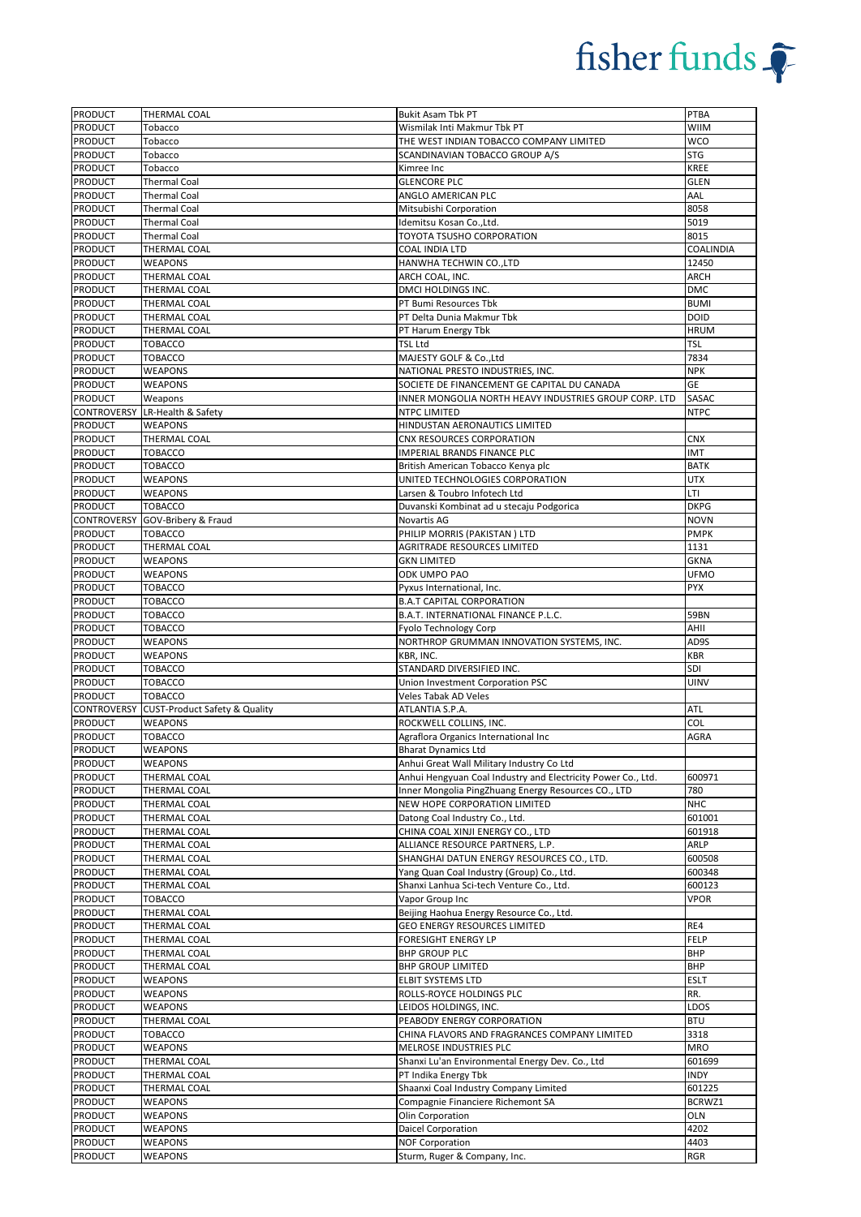| PRODUCT | THERMAL COAL | Bukit Asam Tbk PT | PTBA |
|---|---|---|---|
| PRODUCT | Tobacco | Wismilak Inti Makmur Tbk PT | WIIM |
| PRODUCT | Tobacco | THE WEST INDIAN TOBACCO COMPANY LIMITED | WCO |
| PRODUCT | Tobacco | SCANDINAVIAN TOBACCO GROUP A/S | STG |
| PRODUCT | Tobacco | Kimree Inc | KREE |
| PRODUCT | Thermal Coal | GLENCORE PLC | GLEN |
| PRODUCT | Thermal Coal | ANGLO AMERICAN PLC | AAL |
| PRODUCT | Thermal Coal | Mitsubishi Corporation | 8058 |
| PRODUCT | Thermal Coal | Idemitsu Kosan Co.,Ltd. | 5019 |
| PRODUCT | Thermal Coal | TOYOTA TSUSHO CORPORATION | 8015 |
| PRODUCT | THERMAL COAL | COAL INDIA LTD | COALINDIA |
| PRODUCT | WEAPONS | HANWHA TECHWIN CO.,LTD | 12450 |
| PRODUCT | THERMAL COAL | ARCH COAL, INC. | ARCH |
| PRODUCT | THERMAL COAL | DMCI HOLDINGS INC. | DMC |
| PRODUCT | THERMAL COAL | PT Bumi Resources Tbk | BUMI |
| PRODUCT | THERMAL COAL | PT Delta Dunia Makmur Tbk | DOID |
| PRODUCT | THERMAL COAL | PT Harum Energy Tbk | HRUM |
| PRODUCT | TOBACCO | TSL Ltd | TSL |
| PRODUCT | TOBACCO | MAJESTY GOLF & Co.,Ltd | 7834 |
| PRODUCT | WEAPONS | NATIONAL PRESTO INDUSTRIES, INC. | NPK |
| PRODUCT | WEAPONS | SOCIETE DE FINANCEMENT GE CAPITAL DU CANADA | GE |
| PRODUCT | Weapons | INNER MONGOLIA NORTH HEAVY INDUSTRIES GROUP CORP. LTD | SASAC |
| CONTROVERSY | LR-Health & Safety | NTPC LIMITED | NTPC |
| PRODUCT | WEAPONS | HINDUSTAN AERONAUTICS LIMITED | |
| PRODUCT | THERMAL COAL | CNX RESOURCES CORPORATION | CNX |
| PRODUCT | TOBACCO | IMPERIAL BRANDS FINANCE PLC | IMT |
| PRODUCT | TOBACCO | British American Tobacco Kenya plc | BATK |
| PRODUCT | WEAPONS | UNITED TECHNOLOGIES CORPORATION | UTX |
| PRODUCT | WEAPONS | Larsen & Toubro Infotech Ltd | LTI |
| PRODUCT | TOBACCO | Duvanski Kombinat ad u stecaju Podgorica | DKPG |
| CONTROVERSY | GOV-Bribery & Fraud | Novartis AG | NOVN |
| PRODUCT | TOBACCO | PHILIP MORRIS (PAKISTAN ) LTD | PMPK |
| PRODUCT | THERMAL COAL | AGRITRADE RESOURCES LIMITED | 1131 |
| PRODUCT | WEAPONS | GKN LIMITED | GKNA |
| PRODUCT | WEAPONS | ODK UMPO PAO | UFMO |
| PRODUCT | TOBACCO | Pyxus International, Inc. | PYX |
| PRODUCT | TOBACCO | B.A.T CAPITAL CORPORATION | |
| PRODUCT | TOBACCO | B.A.T. INTERNATIONAL FINANCE P.L.C. | 59BN |
| PRODUCT | TOBACCO | Fyolo Technology Corp | AHII |
| PRODUCT | WEAPONS | NORTHROP GRUMMAN INNOVATION SYSTEMS, INC. | AD9S |
| PRODUCT | WEAPONS | KBR, INC. | KBR |
| PRODUCT | TOBACCO | STANDARD DIVERSIFIED INC. | SDI |
| PRODUCT | TOBACCO | Union Investment Corporation PSC | UINV |
| PRODUCT | TOBACCO | Veles Tabak AD Veles | |
| CONTROVERSY | CUST-Product Safety & Quality | ATLANTIA S.P.A. | ATL |
| PRODUCT | WEAPONS | ROCKWELL COLLINS, INC. | COL |
| PRODUCT | TOBACCO | Agraflora Organics International Inc | AGRA |
| PRODUCT | WEAPONS | Bharat Dynamics Ltd | |
| PRODUCT | WEAPONS | Anhui Great Wall Military Industry Co Ltd | |
| PRODUCT | THERMAL COAL | Anhui Hengyuan Coal Industry and Electricity Power Co., Ltd. | 600971 |
| PRODUCT | THERMAL COAL | Inner Mongolia PingZhuang Energy Resources CO., LTD | 780 |
| PRODUCT | THERMAL COAL | NEW HOPE CORPORATION LIMITED | NHC |
| PRODUCT | THERMAL COAL | Datong Coal Industry Co., Ltd. | 601001 |
| PRODUCT | THERMAL COAL | CHINA COAL XINJI ENERGY CO., LTD | 601918 |
| PRODUCT | THERMAL COAL | ALLIANCE RESOURCE PARTNERS, L.P. | ARLP |
| PRODUCT | THERMAL COAL | SHANGHAI DATUN ENERGY RESOURCES CO., LTD. | 600508 |
| PRODUCT | THERMAL COAL | Yang Quan Coal Industry (Group) Co., Ltd. | 600348 |
| PRODUCT | THERMAL COAL | Shanxi Lanhua Sci-tech Venture Co., Ltd. | 600123 |
| PRODUCT | TOBACCO | Vapor Group Inc | VPOR |
| PRODUCT | THERMAL COAL | Beijing Haohua Energy Resource Co., Ltd. | |
| PRODUCT | THERMAL COAL | GEO ENERGY RESOURCES LIMITED | RE4 |
| PRODUCT | THERMAL COAL | FORESIGHT ENERGY LP | FELP |
| PRODUCT | THERMAL COAL | BHP GROUP PLC | BHP |
| PRODUCT | THERMAL COAL | BHP GROUP LIMITED | BHP |
| PRODUCT | WEAPONS | ELBIT SYSTEMS LTD | ESLT |
| PRODUCT | WEAPONS | ROLLS-ROYCE HOLDINGS PLC | RR. |
| PRODUCT | WEAPONS | LEIDOS HOLDINGS, INC. | LDOS |
| PRODUCT | THERMAL COAL | PEABODY ENERGY CORPORATION | BTU |
| PRODUCT | TOBACCO | CHINA FLAVORS AND FRAGRANCES COMPANY LIMITED | 3318 |
| PRODUCT | WEAPONS | MELROSE INDUSTRIES PLC | MRO |
| PRODUCT | THERMAL COAL | Shanxi Lu'an Environmental Energy Dev. Co., Ltd | 601699 |
| PRODUCT | THERMAL COAL | PT Indika Energy Tbk | INDY |
| PRODUCT | THERMAL COAL | Shaanxi Coal Industry Company Limited | 601225 |
| PRODUCT | WEAPONS | Compagnie Financiere Richemont SA | BCRWZ1 |
| PRODUCT | WEAPONS | Olin Corporation | OLN |
| PRODUCT | WEAPONS | Daicel Corporation | 4202 |
| PRODUCT | WEAPONS | NOF Corporation | 4403 |
| PRODUCT | WEAPONS | Sturm, Ruger & Company, Inc. | RGR |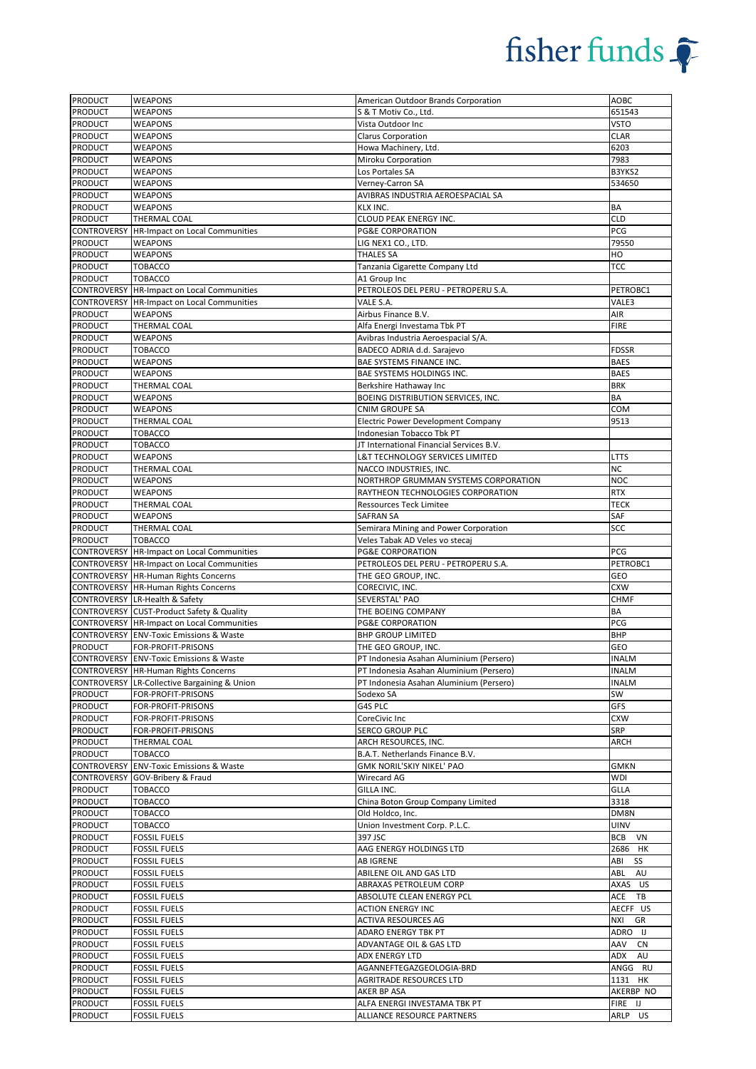| PRODUCT | WEAPONS | American Outdoor Brands Corporation | AOBC |
|---|---|---|---|
| PRODUCT | WEAPONS | S & T Motiv Co., Ltd. | 651543 |
| PRODUCT | WEAPONS | Vista Outdoor Inc | VSTO |
| PRODUCT | WEAPONS | Clarus Corporation | CLAR |
| PRODUCT | WEAPONS | Howa Machinery, Ltd. | 6203 |
| PRODUCT | WEAPONS | Miroku Corporation | 7983 |
| PRODUCT | WEAPONS | Los Portales SA | B3YKS2 |
| PRODUCT | WEAPONS | Verney-Carron SA | 534650 |
| PRODUCT | WEAPONS | AVIBRAS INDUSTRIA AEROESPACIAL SA | |
| PRODUCT | WEAPONS | KLX INC. | BA |
| PRODUCT | THERMAL COAL | CLOUD PEAK ENERGY INC. | CLD |
| CONTROVERSY | HR-Impact on Local Communities | PG&E CORPORATION | PCG |
| PRODUCT | WEAPONS | LIG NEX1 CO., LTD. | 79550 |
| PRODUCT | WEAPONS | THALES SA | HO |
| PRODUCT | TOBACCO | Tanzania Cigarette Company Ltd | TCC |
| PRODUCT | TOBACCO | A1 Group Inc | |
| CONTROVERSY | HR-Impact on Local Communities | PETROLEOS DEL PERU - PETROPERU S.A. | PETROBC1 |
| CONTROVERSY | HR-Impact on Local Communities | VALE S.A. | VALE3 |
| PRODUCT | WEAPONS | Airbus Finance B.V. | AIR |
| PRODUCT | THERMAL COAL | Alfa Energi Investama Tbk PT | FIRE |
| PRODUCT | WEAPONS | Avibras Industria Aeroespacial S/A. | |
| PRODUCT | TOBACCO | BADECO ADRIA d.d. Sarajevo | FDSSR |
| PRODUCT | WEAPONS | BAE SYSTEMS FINANCE INC. | BAES |
| PRODUCT | WEAPONS | BAE SYSTEMS HOLDINGS INC. | BAES |
| PRODUCT | THERMAL COAL | Berkshire Hathaway Inc | BRK |
| PRODUCT | WEAPONS | BOEING DISTRIBUTION SERVICES, INC. | BA |
| PRODUCT | WEAPONS | CNIM GROUPE SA | COM |
| PRODUCT | THERMAL COAL | Electric Power Development Company | 9513 |
| PRODUCT | TOBACCO | Indonesian Tobacco Tbk PT | |
| PRODUCT | TOBACCO | JT International Financial Services B.V. | |
| PRODUCT | WEAPONS | L&T TECHNOLOGY SERVICES LIMITED | LTTS |
| PRODUCT | THERMAL COAL | NACCO INDUSTRIES, INC. | NC |
| PRODUCT | WEAPONS | NORTHROP GRUMMAN SYSTEMS CORPORATION | NOC |
| PRODUCT | WEAPONS | RAYTHEON TECHNOLOGIES CORPORATION | RTX |
| PRODUCT | THERMAL COAL | Ressources Teck Limitee | TECK |
| PRODUCT | WEAPONS | SAFRAN SA | SAF |
| PRODUCT | THERMAL COAL | Semirara Mining and Power Corporation | SCC |
| PRODUCT | TOBACCO | Veles Tabak AD Veles vo stecaj | |
| CONTROVERSY | HR-Impact on Local Communities | PG&E CORPORATION | PCG |
| CONTROVERSY | HR-Impact on Local Communities | PETROLEOS DEL PERU - PETROPERU S.A. | PETROBC1 |
| CONTROVERSY | HR-Human Rights Concerns | THE GEO GROUP, INC. | GEO |
| CONTROVERSY | HR-Human Rights Concerns | CORECIVIC, INC. | CXW |
| CONTROVERSY | LR-Health & Safety | SEVERSTAL' PAO | CHMF |
| CONTROVERSY | CUST-Product Safety & Quality | THE BOEING COMPANY | BA |
| CONTROVERSY | HR-Impact on Local Communities | PG&E CORPORATION | PCG |
| CONTROVERSY | ENV-Toxic Emissions & Waste | BHP GROUP LIMITED | BHP |
| PRODUCT | FOR-PROFIT-PRISONS | THE GEO GROUP, INC. | GEO |
| CONTROVERSY | ENV-Toxic Emissions & Waste | PT Indonesia Asahan Aluminium (Persero) | INALM |
| CONTROVERSY | HR-Human Rights Concerns | PT Indonesia Asahan Aluminium (Persero) | INALM |
| CONTROVERSY | LR-Collective Bargaining & Union | PT Indonesia Asahan Aluminium (Persero) | INALM |
| PRODUCT | FOR-PROFIT-PRISONS | Sodexo SA | SW |
| PRODUCT | FOR-PROFIT-PRISONS | G4S PLC | GFS |
| PRODUCT | FOR-PROFIT-PRISONS | CoreCivic Inc | CXW |
| PRODUCT | FOR-PROFIT-PRISONS | SERCO GROUP PLC | SRP |
| PRODUCT | THERMAL COAL | ARCH RESOURCES, INC. | ARCH |
| PRODUCT | TOBACCO | B.A.T. Netherlands Finance B.V. | |
| CONTROVERSY | ENV-Toxic Emissions & Waste | GMK NORIL'SKIY NIKEL' PAO | GMKN |
| CONTROVERSY | GOV-Bribery & Fraud | Wirecard AG | WDI |
| PRODUCT | TOBACCO | GILLA INC. | GLLA |
| PRODUCT | TOBACCO | China Boton Group Company Limited | 3318 |
| PRODUCT | TOBACCO | Old Holdco, Inc. | DM8N |
| PRODUCT | TOBACCO | Union Investment Corp. P.L.C. | UINV |
| PRODUCT | FOSSIL FUELS | 397 JSC | BCB VN |
| PRODUCT | FOSSIL FUELS | AAG ENERGY HOLDINGS LTD | 2686 HK |
| PRODUCT | FOSSIL FUELS | AB IGRENE | ABI SS |
| PRODUCT | FOSSIL FUELS | ABILENE OIL AND GAS LTD | ABL AU |
| PRODUCT | FOSSIL FUELS | ABRAXAS PETROLEUM CORP | AXAS US |
| PRODUCT | FOSSIL FUELS | ABSOLUTE CLEAN ENERGY PCL | ACE TB |
| PRODUCT | FOSSIL FUELS | ACTION ENERGY INC | AECFF US |
| PRODUCT | FOSSIL FUELS | ACTIVA RESOURCES AG | NXI GR |
| PRODUCT | FOSSIL FUELS | ADARO ENERGY TBK PT | ADRO IJ |
| PRODUCT | FOSSIL FUELS | ADVANTAGE OIL & GAS LTD | AAV CN |
| PRODUCT | FOSSIL FUELS | ADX ENERGY LTD | ADX AU |
| PRODUCT | FOSSIL FUELS | AGANNEFTEGAZGEOLOGIA-BRD | ANGG RU |
| PRODUCT | FOSSIL FUELS | AGRITRADE RESOURCES LTD | 1131 HK |
| PRODUCT | FOSSIL FUELS | AKER BP ASA | AKERBP NO |
| PRODUCT | FOSSIL FUELS | ALFA ENERGI INVESTAMA TBK PT | FIRE IJ |
| PRODUCT | FOSSIL FUELS | ALLIANCE RESOURCE PARTNERS | ARLP US |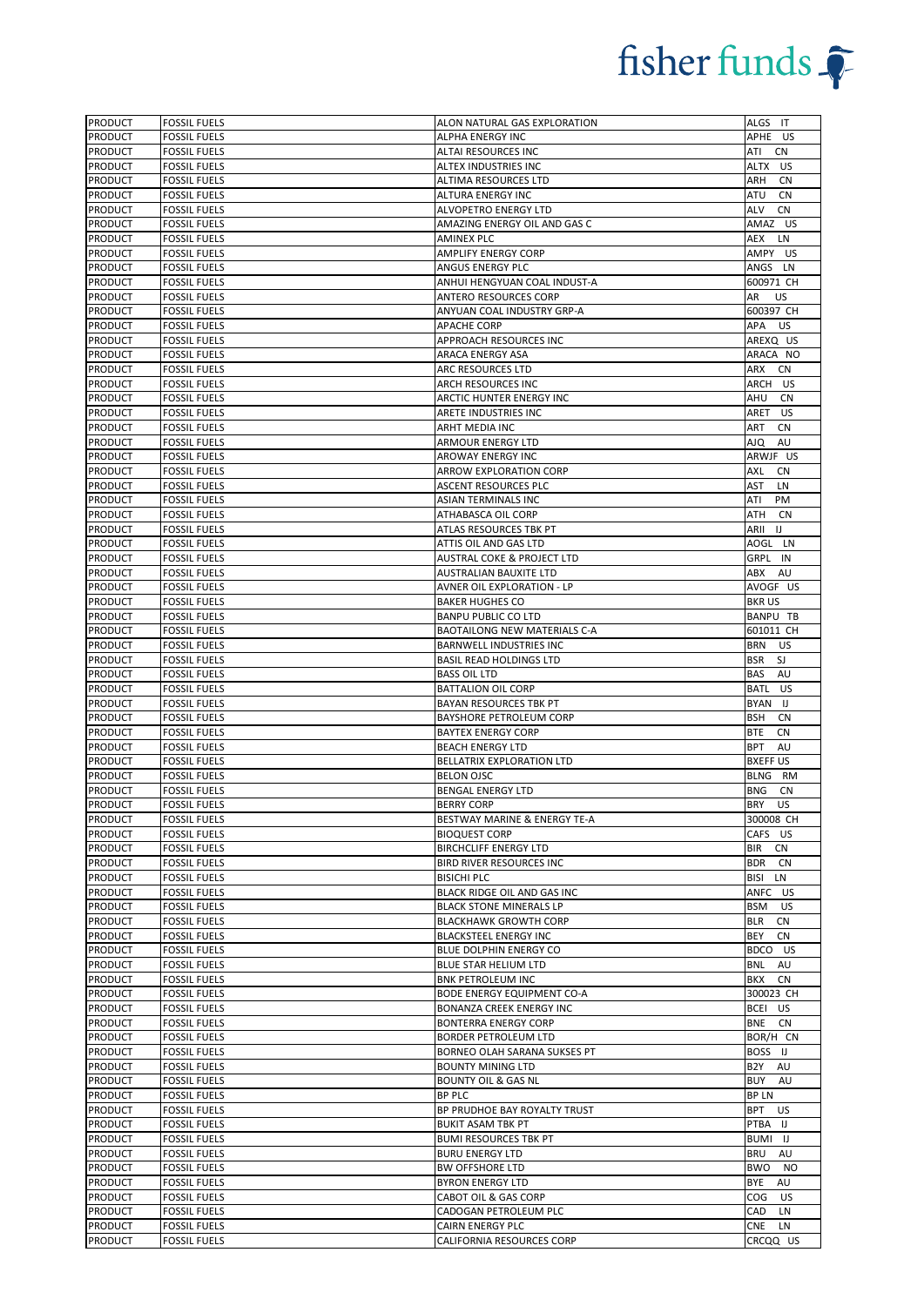| PRODUCT | FOSSIL FUELS | ALON NATURAL GAS EXPLORATION | ALGS IT |
|---|---|---|---|
| PRODUCT | FOSSIL FUELS | ALPHA ENERGY INC | APHE US |
| PRODUCT | FOSSIL FUELS | ALTAI RESOURCES INC | ATI CN |
| PRODUCT | FOSSIL FUELS | ALTEX INDUSTRIES INC | ALTX US |
| PRODUCT | FOSSIL FUELS | ALTIMA RESOURCES LTD | ARH CN |
| PRODUCT | FOSSIL FUELS | ALTURA ENERGY INC | ATU CN |
| PRODUCT | FOSSIL FUELS | ALVOPETRO ENERGY LTD | ALV CN |
| PRODUCT | FOSSIL FUELS | AMAZING ENERGY OIL AND GAS C | AMAZ US |
| PRODUCT | FOSSIL FUELS | AMINEX PLC | AEX LN |
| PRODUCT | FOSSIL FUELS | AMPLIFY ENERGY CORP | AMPY US |
| PRODUCT | FOSSIL FUELS | ANGUS ENERGY PLC | ANGS LN |
| PRODUCT | FOSSIL FUELS | ANHUI HENGYUAN COAL INDUST-A | 600971 CH |
| PRODUCT | FOSSIL FUELS | ANTERO RESOURCES CORP | AR US |
| PRODUCT | FOSSIL FUELS | ANYUAN COAL INDUSTRY GRP-A | 600397 CH |
| PRODUCT | FOSSIL FUELS | APACHE CORP | APA US |
| PRODUCT | FOSSIL FUELS | APPROACH RESOURCES INC | AREXQ US |
| PRODUCT | FOSSIL FUELS | ARACA ENERGY ASA | ARACA NO |
| PRODUCT | FOSSIL FUELS | ARC RESOURCES LTD | ARX CN |
| PRODUCT | FOSSIL FUELS | ARCH RESOURCES INC | ARCH US |
| PRODUCT | FOSSIL FUELS | ARCTIC HUNTER ENERGY INC | AHU CN |
| PRODUCT | FOSSIL FUELS | ARETE INDUSTRIES INC | ARET US |
| PRODUCT | FOSSIL FUELS | ARHT MEDIA INC | ART CN |
| PRODUCT | FOSSIL FUELS | ARMOUR ENERGY LTD | AJQ AU |
| PRODUCT | FOSSIL FUELS | AROWAY ENERGY INC | ARWJF US |
| PRODUCT | FOSSIL FUELS | ARROW EXPLORATION CORP | AXL CN |
| PRODUCT | FOSSIL FUELS | ASCENT RESOURCES PLC | AST LN |
| PRODUCT | FOSSIL FUELS | ASIAN TERMINALS INC | ATI PM |
| PRODUCT | FOSSIL FUELS | ATHABASCA OIL CORP | ATH CN |
| PRODUCT | FOSSIL FUELS | ATLAS RESOURCES TBK PT | ARII IJ |
| PRODUCT | FOSSIL FUELS | ATTIS OIL AND GAS LTD | AOGL LN |
| PRODUCT | FOSSIL FUELS | AUSTRAL COKE & PROJECT LTD | GRPL IN |
| PRODUCT | FOSSIL FUELS | AUSTRALIAN BAUXITE LTD | ABX AU |
| PRODUCT | FOSSIL FUELS | AVNER OIL EXPLORATION - LP | AVOGF US |
| PRODUCT | FOSSIL FUELS | BAKER HUGHES CO | BKR US |
| PRODUCT | FOSSIL FUELS | BANPU PUBLIC CO LTD | BANPU TB |
| PRODUCT | FOSSIL FUELS | BAOTAILONG NEW MATERIALS C-A | 601011 CH |
| PRODUCT | FOSSIL FUELS | BARNWELL INDUSTRIES INC | BRN US |
| PRODUCT | FOSSIL FUELS | BASIL READ HOLDINGS LTD | BSR SJ |
| PRODUCT | FOSSIL FUELS | BASS OIL LTD | BAS AU |
| PRODUCT | FOSSIL FUELS | BATTALION OIL CORP | BATL US |
| PRODUCT | FOSSIL FUELS | BAYAN RESOURCES TBK PT | BYAN IJ |
| PRODUCT | FOSSIL FUELS | BAYSHORE PETROLEUM CORP | BSH CN |
| PRODUCT | FOSSIL FUELS | BAYTEX ENERGY CORP | BTE CN |
| PRODUCT | FOSSIL FUELS | BEACH ENERGY LTD | BPT AU |
| PRODUCT | FOSSIL FUELS | BELLATRIX EXPLORATION LTD | BXEFF US |
| PRODUCT | FOSSIL FUELS | BELON OJSC | BLNG RM |
| PRODUCT | FOSSIL FUELS | BENGAL ENERGY LTD | BNG CN |
| PRODUCT | FOSSIL FUELS | BERRY CORP | BRY US |
| PRODUCT | FOSSIL FUELS | BESTWAY MARINE & ENERGY TE-A | 300008 CH |
| PRODUCT | FOSSIL FUELS | BIOQUEST CORP | CAFS US |
| PRODUCT | FOSSIL FUELS | BIRCHCLIFF ENERGY LTD | BIR CN |
| PRODUCT | FOSSIL FUELS | BIRD RIVER RESOURCES INC | BDR CN |
| PRODUCT | FOSSIL FUELS | BISICHI PLC | BISI LN |
| PRODUCT | FOSSIL FUELS | BLACK RIDGE OIL AND GAS INC | ANFC US |
| PRODUCT | FOSSIL FUELS | BLACK STONE MINERALS LP | BSM US |
| PRODUCT | FOSSIL FUELS | BLACKHAWK GROWTH CORP | BLR CN |
| PRODUCT | FOSSIL FUELS | BLACKSTEEL ENERGY INC | BEY CN |
| PRODUCT | FOSSIL FUELS | BLUE DOLPHIN ENERGY CO | BDCO US |
| PRODUCT | FOSSIL FUELS | BLUE STAR HELIUM LTD | BNL AU |
| PRODUCT | FOSSIL FUELS | BNK PETROLEUM INC | BKX CN |
| PRODUCT | FOSSIL FUELS | BODE ENERGY EQUIPMENT CO-A | 300023 CH |
| PRODUCT | FOSSIL FUELS | BONANZA CREEK ENERGY INC | BCEI US |
| PRODUCT | FOSSIL FUELS | BONTERRA ENERGY CORP | BNE CN |
| PRODUCT | FOSSIL FUELS | BORDER PETROLEUM LTD | BOR/H CN |
| PRODUCT | FOSSIL FUELS | BORNEO OLAH SARANA SUKSES PT | BOSS IJ |
| PRODUCT | FOSSIL FUELS | BOUNTY MINING LTD | B2Y AU |
| PRODUCT | FOSSIL FUELS | BOUNTY OIL & GAS NL | BUY AU |
| PRODUCT | FOSSIL FUELS | BP PLC | BP LN |
| PRODUCT | FOSSIL FUELS | BP PRUDHOE BAY ROYALTY TRUST | BPT US |
| PRODUCT | FOSSIL FUELS | BUKIT ASAM TBK PT | PTBA IJ |
| PRODUCT | FOSSIL FUELS | BUMI RESOURCES TBK PT | BUMI IJ |
| PRODUCT | FOSSIL FUELS | BURU ENERGY LTD | BRU AU |
| PRODUCT | FOSSIL FUELS | BW OFFSHORE LTD | BWO NO |
| PRODUCT | FOSSIL FUELS | BYRON ENERGY LTD | BYE AU |
| PRODUCT | FOSSIL FUELS | CABOT OIL & GAS CORP | COG US |
| PRODUCT | FOSSIL FUELS | CADOGAN PETROLEUM PLC | CAD LN |
| PRODUCT | FOSSIL FUELS | CAIRN ENERGY PLC | CNE LN |
| PRODUCT | FOSSIL FUELS | CALIFORNIA RESOURCES CORP | CRCQQ US |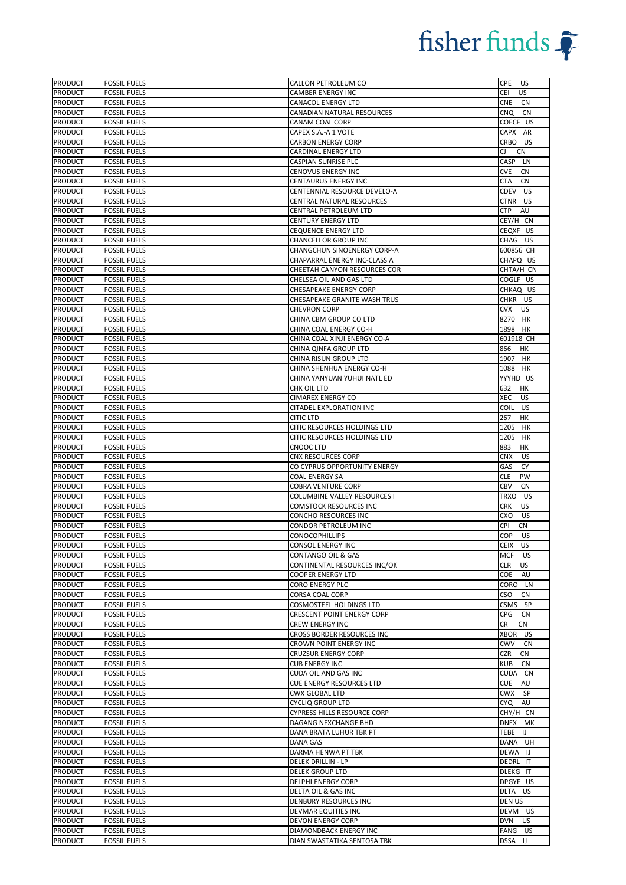| | | | |
|---|---|---|---|
| PRODUCT | FOSSIL FUELS | CALLON PETROLEUM CO | CPE US |
| PRODUCT | FOSSIL FUELS | CAMBER ENERGY INC | CEI US |
| PRODUCT | FOSSIL FUELS | CANACOL ENERGY LTD | CNE CN |
| PRODUCT | FOSSIL FUELS | CANADIAN NATURAL RESOURCES | CNQ CN |
| PRODUCT | FOSSIL FUELS | CANAM COAL CORP | COECF US |
| PRODUCT | FOSSIL FUELS | CAPEX S.A.-A 1 VOTE | CAPX AR |
| PRODUCT | FOSSIL FUELS | CARBON ENERGY CORP | CRBO US |
| PRODUCT | FOSSIL FUELS | CARDINAL ENERGY LTD | CJ CN |
| PRODUCT | FOSSIL FUELS | CASPIAN SUNRISE PLC | CASP LN |
| PRODUCT | FOSSIL FUELS | CENOVUS ENERGY INC | CVE CN |
| PRODUCT | FOSSIL FUELS | CENTAURUS ENERGY INC | CTA CN |
| PRODUCT | FOSSIL FUELS | CENTENNIAL RESOURCE DEVELO-A | CDEV US |
| PRODUCT | FOSSIL FUELS | CENTRAL NATURAL RESOURCES | CTNR US |
| PRODUCT | FOSSIL FUELS | CENTRAL PETROLEUM LTD | CTP AU |
| PRODUCT | FOSSIL FUELS | CENTURY ENERGY LTD | CEY/H CN |
| PRODUCT | FOSSIL FUELS | CEQUENCE ENERGY LTD | CEQXF US |
| PRODUCT | FOSSIL FUELS | CHANCELLOR GROUP INC | CHAG US |
| PRODUCT | FOSSIL FUELS | CHANGCHUN SINOENERGY CORP-A | 600856 CH |
| PRODUCT | FOSSIL FUELS | CHAPARRAL ENERGY INC-CLASS A | CHAPQ US |
| PRODUCT | FOSSIL FUELS | CHEETAH CANYON RESOURCES COR | CHTA/H CN |
| PRODUCT | FOSSIL FUELS | CHELSEA OIL AND GAS LTD | COGLF US |
| PRODUCT | FOSSIL FUELS | CHESAPEAKE ENERGY CORP | CHKAQ US |
| PRODUCT | FOSSIL FUELS | CHESAPEAKE GRANITE WASH TRUS | CHKR US |
| PRODUCT | FOSSIL FUELS | CHEVRON CORP | CVX US |
| PRODUCT | FOSSIL FUELS | CHINA CBM GROUP CO LTD | 8270 HK |
| PRODUCT | FOSSIL FUELS | CHINA COAL ENERGY CO-H | 1898 HK |
| PRODUCT | FOSSIL FUELS | CHINA COAL XINJI ENERGY CO-A | 601918 CH |
| PRODUCT | FOSSIL FUELS | CHINA QINFA GROUP LTD | 866 HK |
| PRODUCT | FOSSIL FUELS | CHINA RISUN GROUP LTD | 1907 HK |
| PRODUCT | FOSSIL FUELS | CHINA SHENHUA ENERGY CO-H | 1088 HK |
| PRODUCT | FOSSIL FUELS | CHINA YANYUAN YUHUI NATL ED | YYYHD US |
| PRODUCT | FOSSIL FUELS | CHK OIL LTD | 632 HK |
| PRODUCT | FOSSIL FUELS | CIMAREX ENERGY CO | XEC US |
| PRODUCT | FOSSIL FUELS | CITADEL EXPLORATION INC | COIL US |
| PRODUCT | FOSSIL FUELS | CITIC LTD | 267 HK |
| PRODUCT | FOSSIL FUELS | CITIC RESOURCES HOLDINGS LTD | 1205 HK |
| PRODUCT | FOSSIL FUELS | CITIC RESOURCES HOLDINGS LTD | 1205 HK |
| PRODUCT | FOSSIL FUELS | CNOOC LTD | 883 HK |
| PRODUCT | FOSSIL FUELS | CNX RESOURCES CORP | CNX US |
| PRODUCT | FOSSIL FUELS | CO CYPRUS OPPORTUNITY ENERGY | GAS CY |
| PRODUCT | FOSSIL FUELS | COAL ENERGY SA | CLE PW |
| PRODUCT | FOSSIL FUELS | COBRA VENTURE CORP | CBV CN |
| PRODUCT | FOSSIL FUELS | COLUMBINE VALLEY RESOURCES I | TRXO US |
| PRODUCT | FOSSIL FUELS | COMSTOCK RESOURCES INC | CRK US |
| PRODUCT | FOSSIL FUELS | CONCHO RESOURCES INC | CXO US |
| PRODUCT | FOSSIL FUELS | CONDOR PETROLEUM INC | CPI CN |
| PRODUCT | FOSSIL FUELS | CONOCOPHILLIPS | COP US |
| PRODUCT | FOSSIL FUELS | CONSOL ENERGY INC | CEIX US |
| PRODUCT | FOSSIL FUELS | CONTANGO OIL & GAS | MCF US |
| PRODUCT | FOSSIL FUELS | CONTINENTAL RESOURCES INC/OK | CLR US |
| PRODUCT | FOSSIL FUELS | COOPER ENERGY LTD | COE AU |
| PRODUCT | FOSSIL FUELS | CORO ENERGY PLC | CORO LN |
| PRODUCT | FOSSIL FUELS | CORSA COAL CORP | CSO CN |
| PRODUCT | FOSSIL FUELS | COSMOSTEEL HOLDINGS LTD | CSMS SP |
| PRODUCT | FOSSIL FUELS | CRESCENT POINT ENERGY CORP | CPG CN |
| PRODUCT | FOSSIL FUELS | CREW ENERGY INC | CR CN |
| PRODUCT | FOSSIL FUELS | CROSS BORDER RESOURCES INC | XBOR US |
| PRODUCT | FOSSIL FUELS | CROWN POINT ENERGY INC | CWV CN |
| PRODUCT | FOSSIL FUELS | CRUZSUR ENERGY CORP | CZR CN |
| PRODUCT | FOSSIL FUELS | CUB ENERGY INC | KUB CN |
| PRODUCT | FOSSIL FUELS | CUDA OIL AND GAS INC | CUDA CN |
| PRODUCT | FOSSIL FUELS | CUE ENERGY RESOURCES LTD | CUE AU |
| PRODUCT | FOSSIL FUELS | CWX GLOBAL LTD | CWX SP |
| PRODUCT | FOSSIL FUELS | CYCLIQ GROUP LTD | CYQ AU |
| PRODUCT | FOSSIL FUELS | CYPRESS HILLS RESOURCE CORP | CHY/H CN |
| PRODUCT | FOSSIL FUELS | DAGANG NEXCHANGE BHD | DNEX MK |
| PRODUCT | FOSSIL FUELS | DANA BRATA LUHUR TBK PT | TEBE IJ |
| PRODUCT | FOSSIL FUELS | DANA GAS | DANA UH |
| PRODUCT | FOSSIL FUELS | DARMA HENWA PT TBK | DEWA IJ |
| PRODUCT | FOSSIL FUELS | DELEK DRILLIN - LP | DEDRL IT |
| PRODUCT | FOSSIL FUELS | DELEK GROUP LTD | DLEKG IT |
| PRODUCT | FOSSIL FUELS | DELPHI ENERGY CORP | DPGYF US |
| PRODUCT | FOSSIL FUELS | DELTA OIL & GAS INC | DLTA US |
| PRODUCT | FOSSIL FUELS | DENBURY RESOURCES INC | DEN US |
| PRODUCT | FOSSIL FUELS | DEVMAR EQUITIES INC | DEVM US |
| PRODUCT | FOSSIL FUELS | DEVON ENERGY CORP | DVN US |
| PRODUCT | FOSSIL FUELS | DIAMONDBACK ENERGY INC | FANG US |
| PRODUCT | FOSSIL FUELS | DIAN SWASTATIKA SENTOSA TBK | DSSA IJ |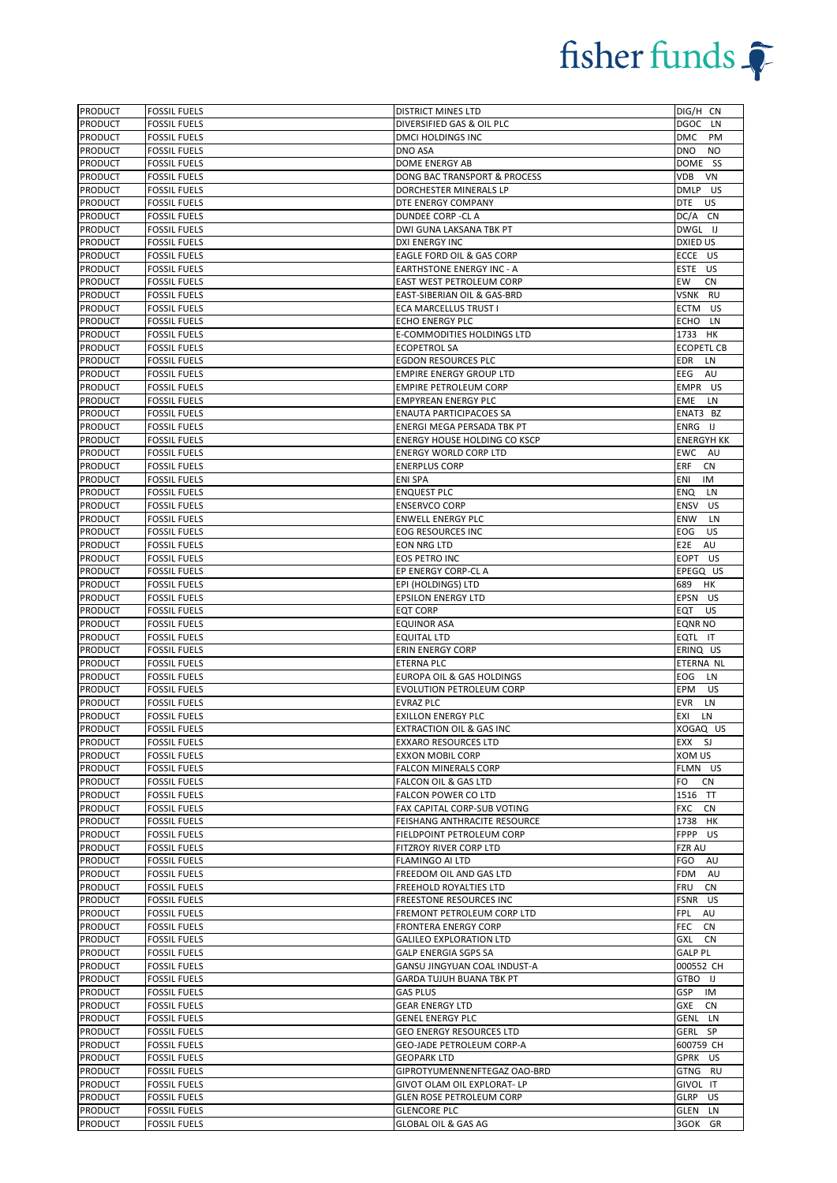| PRODUCT | FOSSIL FUELS | DISTRICT MINES LTD | DIG/H CN |
|---|---|---|---|
| PRODUCT | FOSSIL FUELS | DIVERSIFIED GAS & OIL PLC | DGOC LN |
| PRODUCT | FOSSIL FUELS | DMCI HOLDINGS INC | DMC PM |
| PRODUCT | FOSSIL FUELS | DNO ASA | DNO NO |
| PRODUCT | FOSSIL FUELS | DOME ENERGY AB | DOME SS |
| PRODUCT | FOSSIL FUELS | DONG BAC TRANSPORT & PROCESS | VDB VN |
| PRODUCT | FOSSIL FUELS | DORCHESTER MINERALS LP | DMLP US |
| PRODUCT | FOSSIL FUELS | DTE ENERGY COMPANY | DTE US |
| PRODUCT | FOSSIL FUELS | DUNDEE CORP -CL A | DC/A CN |
| PRODUCT | FOSSIL FUELS | DWI GUNA LAKSANA TBK PT | DWGL IJ |
| PRODUCT | FOSSIL FUELS | DXI ENERGY INC | DXIED US |
| PRODUCT | FOSSIL FUELS | EAGLE FORD OIL & GAS CORP | ECCE US |
| PRODUCT | FOSSIL FUELS | EARTHSTONE ENERGY INC - A | ESTE US |
| PRODUCT | FOSSIL FUELS | EAST WEST PETROLEUM CORP | EW CN |
| PRODUCT | FOSSIL FUELS | EAST-SIBERIAN OIL & GAS-BRD | VSNK RU |
| PRODUCT | FOSSIL FUELS | ECA MARCELLUS TRUST I | ECTM US |
| PRODUCT | FOSSIL FUELS | ECHO ENERGY PLC | ECHO LN |
| PRODUCT | FOSSIL FUELS | E-COMMODITIES HOLDINGS LTD | 1733 HK |
| PRODUCT | FOSSIL FUELS | ECOPETROL SA | ECOPETL CB |
| PRODUCT | FOSSIL FUELS | EGDON RESOURCES PLC | EDR LN |
| PRODUCT | FOSSIL FUELS | EMPIRE ENERGY GROUP LTD | EEG AU |
| PRODUCT | FOSSIL FUELS | EMPIRE PETROLEUM CORP | EMPR US |
| PRODUCT | FOSSIL FUELS | EMPYREAN ENERGY PLC | EME LN |
| PRODUCT | FOSSIL FUELS | ENAUTA PARTICIPACOES SA | ENAT3 BZ |
| PRODUCT | FOSSIL FUELS | ENERGI MEGA PERSADA TBK PT | ENRG IJ |
| PRODUCT | FOSSIL FUELS | ENERGY HOUSE HOLDING CO KSCP | ENERGYH KK |
| PRODUCT | FOSSIL FUELS | ENERGY WORLD CORP LTD | EWC AU |
| PRODUCT | FOSSIL FUELS | ENERPLUS CORP | ERF CN |
| PRODUCT | FOSSIL FUELS | ENI SPA | ENI IM |
| PRODUCT | FOSSIL FUELS | ENQUEST PLC | ENQ LN |
| PRODUCT | FOSSIL FUELS | ENSERVCO CORP | ENSV US |
| PRODUCT | FOSSIL FUELS | ENWELL ENERGY PLC | ENW LN |
| PRODUCT | FOSSIL FUELS | EOG RESOURCES INC | EOG US |
| PRODUCT | FOSSIL FUELS | EON NRG LTD | E2E AU |
| PRODUCT | FOSSIL FUELS | EOS PETRO INC | EOPT US |
| PRODUCT | FOSSIL FUELS | EP ENERGY CORP-CL A | EPEGQ US |
| PRODUCT | FOSSIL FUELS | EPI (HOLDINGS) LTD | 689 HK |
| PRODUCT | FOSSIL FUELS | EPSILON ENERGY LTD | EPSN US |
| PRODUCT | FOSSIL FUELS | EQT CORP | EQT US |
| PRODUCT | FOSSIL FUELS | EQUINOR ASA | EQNR NO |
| PRODUCT | FOSSIL FUELS | EQUITAL LTD | EQTL IT |
| PRODUCT | FOSSIL FUELS | ERIN ENERGY CORP | ERINQ US |
| PRODUCT | FOSSIL FUELS | ETERNA PLC | ETERNA NL |
| PRODUCT | FOSSIL FUELS | EUROPA OIL & GAS HOLDINGS | EOG LN |
| PRODUCT | FOSSIL FUELS | EVOLUTION PETROLEUM CORP | EPM US |
| PRODUCT | FOSSIL FUELS | EVRAZ PLC | EVR LN |
| PRODUCT | FOSSIL FUELS | EXILLON ENERGY PLC | EXI LN |
| PRODUCT | FOSSIL FUELS | EXTRACTION OIL & GAS INC | XOGAQ US |
| PRODUCT | FOSSIL FUELS | EXXARO RESOURCES LTD | EXX SJ |
| PRODUCT | FOSSIL FUELS | EXXON MOBIL CORP | XOM US |
| PRODUCT | FOSSIL FUELS | FALCON MINERALS CORP | FLMN US |
| PRODUCT | FOSSIL FUELS | FALCON OIL & GAS LTD | FO CN |
| PRODUCT | FOSSIL FUELS | FALCON POWER CO LTD | 1516 TT |
| PRODUCT | FOSSIL FUELS | FAX CAPITAL CORP-SUB VOTING | FXC CN |
| PRODUCT | FOSSIL FUELS | FEISHANG ANTHRACITE RESOURCE | 1738 HK |
| PRODUCT | FOSSIL FUELS | FIELDPOINT PETROLEUM CORP | FPPP US |
| PRODUCT | FOSSIL FUELS | FITZROY RIVER CORP LTD | FZR AU |
| PRODUCT | FOSSIL FUELS | FLAMINGO AI LTD | FGO AU |
| PRODUCT | FOSSIL FUELS | FREEDOM OIL AND GAS LTD | FDM AU |
| PRODUCT | FOSSIL FUELS | FREEHOLD ROYALTIES LTD | FRU CN |
| PRODUCT | FOSSIL FUELS | FREESTONE RESOURCES INC | FSNR US |
| PRODUCT | FOSSIL FUELS | FREMONT PETROLEUM CORP LTD | FPL AU |
| PRODUCT | FOSSIL FUELS | FRONTERA ENERGY CORP | FEC CN |
| PRODUCT | FOSSIL FUELS | GALILEO EXPLORATION LTD | GXL CN |
| PRODUCT | FOSSIL FUELS | GALP ENERGIA SGPS SA | GALP PL |
| PRODUCT | FOSSIL FUELS | GANSU JINGYUAN COAL INDUST-A | 000552 CH |
| PRODUCT | FOSSIL FUELS | GARDA TUJUH BUANA TBK PT | GTBO IJ |
| PRODUCT | FOSSIL FUELS | GAS PLUS | GSP IM |
| PRODUCT | FOSSIL FUELS | GEAR ENERGY LTD | GXE CN |
| PRODUCT | FOSSIL FUELS | GENEL ENERGY PLC | GENL LN |
| PRODUCT | FOSSIL FUELS | GEO ENERGY RESOURCES LTD | GERL SP |
| PRODUCT | FOSSIL FUELS | GEO-JADE PETROLEUM CORP-A | 600759 CH |
| PRODUCT | FOSSIL FUELS | GEOPARK LTD | GPRK US |
| PRODUCT | FOSSIL FUELS | GIPROTYUMENNENFTEGAZ OAO-BRD | GTNG RU |
| PRODUCT | FOSSIL FUELS | GIVOT OLAM OIL EXPLORAT- LP | GIVOL IT |
| PRODUCT | FOSSIL FUELS | GLEN ROSE PETROLEUM CORP | GLRP US |
| PRODUCT | FOSSIL FUELS | GLENCORE PLC | GLEN LN |
| PRODUCT | FOSSIL FUELS | GLOBAL OIL & GAS AG | 3GOK GR |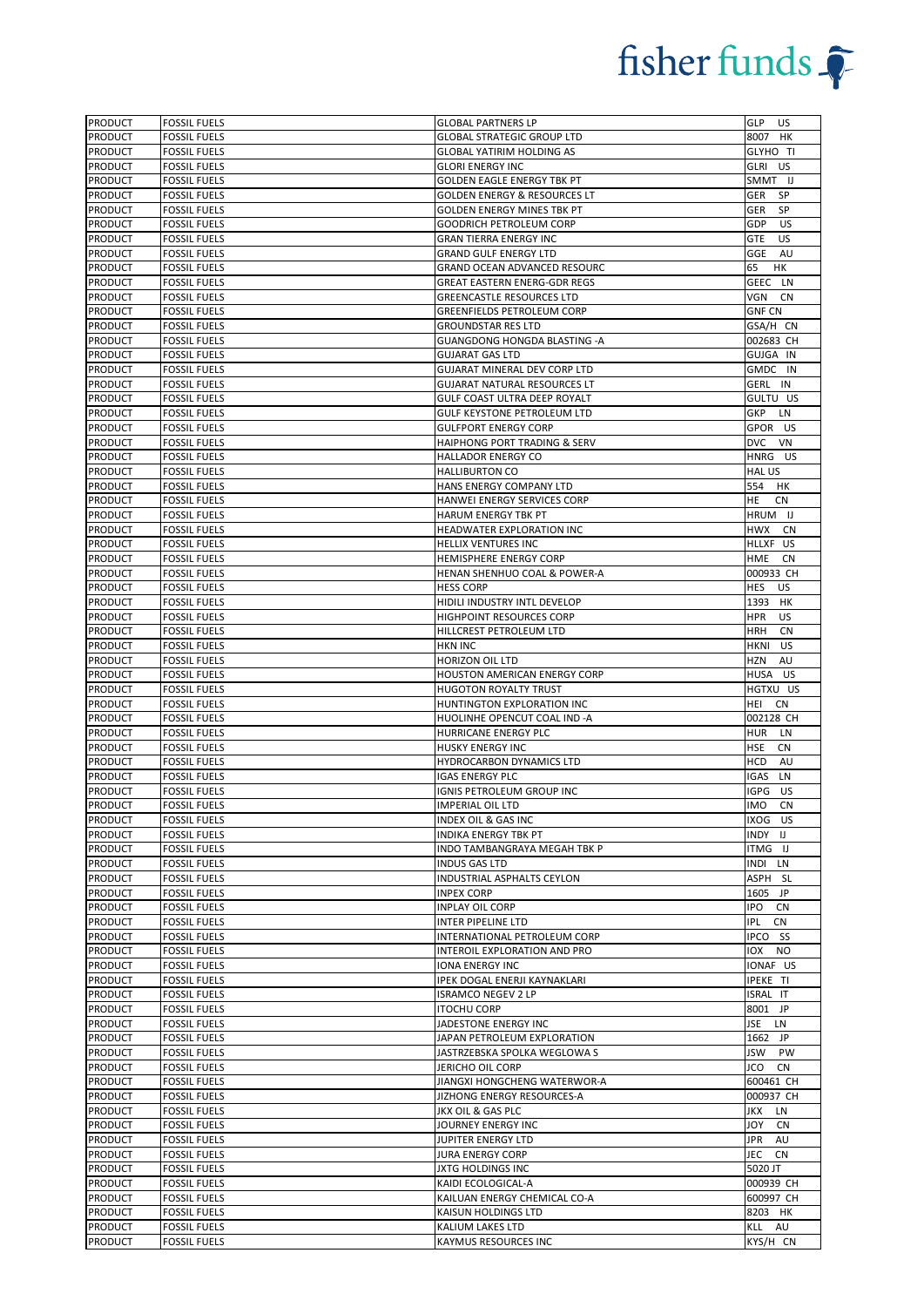| | | | |
|---|---|---|---|
| PRODUCT | FOSSIL FUELS | GLOBAL PARTNERS LP | GLP US |
| PRODUCT | FOSSIL FUELS | GLOBAL STRATEGIC GROUP LTD | 8007 HK |
| PRODUCT | FOSSIL FUELS | GLOBAL YATIRIM HOLDING AS | GLYHO TI |
| PRODUCT | FOSSIL FUELS | GLORI ENERGY INC | GLRI US |
| PRODUCT | FOSSIL FUELS | GOLDEN EAGLE ENERGY TBK PT | SMMT IJ |
| PRODUCT | FOSSIL FUELS | GOLDEN ENERGY & RESOURCES LT | GER SP |
| PRODUCT | FOSSIL FUELS | GOLDEN ENERGY MINES TBK PT | GER SP |
| PRODUCT | FOSSIL FUELS | GOODRICH PETROLEUM CORP | GDP US |
| PRODUCT | FOSSIL FUELS | GRAN TIERRA ENERGY INC | GTE US |
| PRODUCT | FOSSIL FUELS | GRAND GULF ENERGY LTD | GGE AU |
| PRODUCT | FOSSIL FUELS | GRAND OCEAN ADVANCED RESOURC | 65 HK |
| PRODUCT | FOSSIL FUELS | GREAT EASTERN ENERG-GDR REGS | GEEC LN |
| PRODUCT | FOSSIL FUELS | GREENCASTLE RESOURCES LTD | VGN CN |
| PRODUCT | FOSSIL FUELS | GREENFIELDS PETROLEUM CORP | GNF CN |
| PRODUCT | FOSSIL FUELS | GROUNDSTAR RES LTD | GSA/H CN |
| PRODUCT | FOSSIL FUELS | GUANGDONG HONGDA BLASTING -A | 002683 CH |
| PRODUCT | FOSSIL FUELS | GUJARAT GAS LTD | GUJGA IN |
| PRODUCT | FOSSIL FUELS | GUJARAT MINERAL DEV CORP LTD | GMDC IN |
| PRODUCT | FOSSIL FUELS | GUJARAT NATURAL RESOURCES LT | GERL IN |
| PRODUCT | FOSSIL FUELS | GULF COAST ULTRA DEEP ROYALT | GULTU US |
| PRODUCT | FOSSIL FUELS | GULF KEYSTONE PETROLEUM LTD | GKP LN |
| PRODUCT | FOSSIL FUELS | GULFPORT ENERGY CORP | GPOR US |
| PRODUCT | FOSSIL FUELS | HAIPHONG PORT TRADING & SERV | DVC VN |
| PRODUCT | FOSSIL FUELS | HALLADOR ENERGY CO | HNRG US |
| PRODUCT | FOSSIL FUELS | HALLIBURTON CO | HAL US |
| PRODUCT | FOSSIL FUELS | HANS ENERGY COMPANY LTD | 554 HK |
| PRODUCT | FOSSIL FUELS | HANWEI ENERGY SERVICES CORP | HE CN |
| PRODUCT | FOSSIL FUELS | HARUM ENERGY TBK PT | HRUM IJ |
| PRODUCT | FOSSIL FUELS | HEADWATER EXPLORATION INC | HWX CN |
| PRODUCT | FOSSIL FUELS | HELLIX VENTURES INC | HLLXF US |
| PRODUCT | FOSSIL FUELS | HEMISPHERE ENERGY CORP | HME CN |
| PRODUCT | FOSSIL FUELS | HENAN SHENHUO COAL & POWER-A | 000933 CH |
| PRODUCT | FOSSIL FUELS | HESS CORP | HES US |
| PRODUCT | FOSSIL FUELS | HIDILI INDUSTRY INTL DEVELOP | 1393 HK |
| PRODUCT | FOSSIL FUELS | HIGHPOINT RESOURCES CORP | HPR US |
| PRODUCT | FOSSIL FUELS | HILLCREST PETROLEUM LTD | HRH CN |
| PRODUCT | FOSSIL FUELS | HKN INC | HKNI US |
| PRODUCT | FOSSIL FUELS | HORIZON OIL LTD | HZN AU |
| PRODUCT | FOSSIL FUELS | HOUSTON AMERICAN ENERGY CORP | HUSA US |
| PRODUCT | FOSSIL FUELS | HUGOTON ROYALTY TRUST | HGTXU US |
| PRODUCT | FOSSIL FUELS | HUNTINGTON EXPLORATION INC | HEI CN |
| PRODUCT | FOSSIL FUELS | HUOLINHE OPENCUT COAL IND -A | 002128 CH |
| PRODUCT | FOSSIL FUELS | HURRICANE ENERGY PLC | HUR LN |
| PRODUCT | FOSSIL FUELS | HUSKY ENERGY INC | HSE CN |
| PRODUCT | FOSSIL FUELS | HYDROCARBON DYNAMICS LTD | HCD AU |
| PRODUCT | FOSSIL FUELS | IGAS ENERGY PLC | IGAS LN |
| PRODUCT | FOSSIL FUELS | IGNIS PETROLEUM GROUP INC | IGPG US |
| PRODUCT | FOSSIL FUELS | IMPERIAL OIL LTD | IMO CN |
| PRODUCT | FOSSIL FUELS | INDEX OIL & GAS INC | IXOG US |
| PRODUCT | FOSSIL FUELS | INDIKA ENERGY TBK PT | INDY IJ |
| PRODUCT | FOSSIL FUELS | INDO TAMBANGRAYA MEGAH TBK P | ITMG IJ |
| PRODUCT | FOSSIL FUELS | INDUS GAS LTD | INDI LN |
| PRODUCT | FOSSIL FUELS | INDUSTRIAL ASPHALTS CEYLON | ASPH SL |
| PRODUCT | FOSSIL FUELS | INPEX CORP | 1605 JP |
| PRODUCT | FOSSIL FUELS | INPLAY OIL CORP | IPO CN |
| PRODUCT | FOSSIL FUELS | INTER PIPELINE LTD | IPL CN |
| PRODUCT | FOSSIL FUELS | INTERNATIONAL PETROLEUM CORP | IPCO SS |
| PRODUCT | FOSSIL FUELS | INTEROIL EXPLORATION AND PRO | IOX NO |
| PRODUCT | FOSSIL FUELS | IONA ENERGY INC | IONAF US |
| PRODUCT | FOSSIL FUELS | IPEK DOGAL ENERJI KAYNAKLARI | IPEKE TI |
| PRODUCT | FOSSIL FUELS | ISRAMCO NEGEV 2 LP | ISRAL IT |
| PRODUCT | FOSSIL FUELS | ITOCHU CORP | 8001 JP |
| PRODUCT | FOSSIL FUELS | JADESTONE ENERGY INC | JSE LN |
| PRODUCT | FOSSIL FUELS | JAPAN PETROLEUM EXPLORATION | 1662 JP |
| PRODUCT | FOSSIL FUELS | JASTRZEBSKA SPOLKA WEGLOWA S | JSW PW |
| PRODUCT | FOSSIL FUELS | JERICHO OIL CORP | JCO CN |
| PRODUCT | FOSSIL FUELS | JIANGXI HONGCHENG WATERWOR-A | 600461 CH |
| PRODUCT | FOSSIL FUELS | JIZHONG ENERGY RESOURCES-A | 000937 CH |
| PRODUCT | FOSSIL FUELS | JKX OIL & GAS PLC | JKX LN |
| PRODUCT | FOSSIL FUELS | JOURNEY ENERGY INC | JOY CN |
| PRODUCT | FOSSIL FUELS | JUPITER ENERGY LTD | JPR AU |
| PRODUCT | FOSSIL FUELS | JURA ENERGY CORP | JEC CN |
| PRODUCT | FOSSIL FUELS | JXTG HOLDINGS INC | 5020 JT |
| PRODUCT | FOSSIL FUELS | KAIDI ECOLOGICAL-A | 000939 CH |
| PRODUCT | FOSSIL FUELS | KAILUAN ENERGY CHEMICAL CO-A | 600997 CH |
| PRODUCT | FOSSIL FUELS | KAISUN HOLDINGS LTD | 8203 HK |
| PRODUCT | FOSSIL FUELS | KALIUM LAKES LTD | KLL AU |
| PRODUCT | FOSSIL FUELS | KAYMUS RESOURCES INC | KYS/H CN |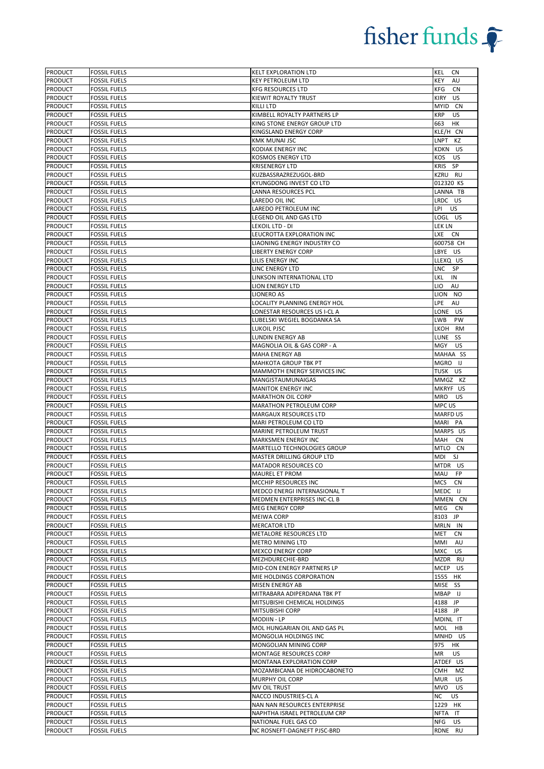| PRODUCT | FOSSIL FUELS | KELT EXPLORATION LTD | KEL CN |
|---|---|---|---|
| PRODUCT | FOSSIL FUELS | KEY PETROLEUM LTD | KEY AU |
| PRODUCT | FOSSIL FUELS | KFG RESOURCES LTD | KFG CN |
| PRODUCT | FOSSIL FUELS | KIEWIT ROYALTY TRUST | KIRY US |
| PRODUCT | FOSSIL FUELS | KILLI LTD | MYID CN |
| PRODUCT | FOSSIL FUELS | KIMBELL ROYALTY PARTNERS LP | KRP US |
| PRODUCT | FOSSIL FUELS | KING STONE ENERGY GROUP LTD | 663 HK |
| PRODUCT | FOSSIL FUELS | KINGSLAND ENERGY CORP | KLE/H CN |
| PRODUCT | FOSSIL FUELS | KMK MUNAI JSC | LNPT KZ |
| PRODUCT | FOSSIL FUELS | KODIAK ENERGY INC | KDKN US |
| PRODUCT | FOSSIL FUELS | KOSMOS ENERGY LTD | KOS US |
| PRODUCT | FOSSIL FUELS | KRISENERGY LTD | KRIS SP |
| PRODUCT | FOSSIL FUELS | KUZBASSRAZREZUGOL-BRD | KZRU RU |
| PRODUCT | FOSSIL FUELS | KYUNGDONG INVEST CO LTD | 012320 KS |
| PRODUCT | FOSSIL FUELS | LANNA RESOURCES PCL | LANNA TB |
| PRODUCT | FOSSIL FUELS | LAREDO OIL INC | LRDC US |
| PRODUCT | FOSSIL FUELS | LAREDO PETROLEUM INC | LPI US |
| PRODUCT | FOSSIL FUELS | LEGEND OIL AND GAS LTD | LOGL US |
| PRODUCT | FOSSIL FUELS | LEKOIL LTD - DI | LEK LN |
| PRODUCT | FOSSIL FUELS | LEUCROTTA EXPLORATION INC | LXE CN |
| PRODUCT | FOSSIL FUELS | LIAONING ENERGY INDUSTRY CO | 600758 CH |
| PRODUCT | FOSSIL FUELS | LIBERTY ENERGY CORP | LBYE US |
| PRODUCT | FOSSIL FUELS | LILIS ENERGY INC | LLEXQ US |
| PRODUCT | FOSSIL FUELS | LINC ENERGY LTD | LNC SP |
| PRODUCT | FOSSIL FUELS | LINKSON INTERNATIONAL LTD | LKL IN |
| PRODUCT | FOSSIL FUELS | LION ENERGY LTD | LIO AU |
| PRODUCT | FOSSIL FUELS | LIONERO AS | LION NO |
| PRODUCT | FOSSIL FUELS | LOCALITY PLANNING ENERGY HOL | LPE AU |
| PRODUCT | FOSSIL FUELS | LONESTAR RESOURCES US I-CL A | LONE US |
| PRODUCT | FOSSIL FUELS | LUBELSKI WEGIEL BOGDANKA SA | LWB PW |
| PRODUCT | FOSSIL FUELS | LUKOIL PJSC | LKOH RM |
| PRODUCT | FOSSIL FUELS | LUNDIN ENERGY AB | LUNE SS |
| PRODUCT | FOSSIL FUELS | MAGNOLIA OIL & GAS CORP - A | MGY US |
| PRODUCT | FOSSIL FUELS | MAHA ENERGY AB | MAHAA SS |
| PRODUCT | FOSSIL FUELS | MAHKOTA GROUP TBK PT | MGRO IJ |
| PRODUCT | FOSSIL FUELS | MAMMOTH ENERGY SERVICES INC | TUSK US |
| PRODUCT | FOSSIL FUELS | MANGISTAUMUNAIGAS | MMGZ KZ |
| PRODUCT | FOSSIL FUELS | MANITOK ENERGY INC | MKRYF US |
| PRODUCT | FOSSIL FUELS | MARATHON OIL CORP | MRO US |
| PRODUCT | FOSSIL FUELS | MARATHON PETROLEUM CORP | MPC US |
| PRODUCT | FOSSIL FUELS | MARGAUX RESOURCES LTD | MARFD US |
| PRODUCT | FOSSIL FUELS | MARI PETROLEUM CO LTD | MARI PA |
| PRODUCT | FOSSIL FUELS | MARINE PETROLEUM TRUST | MARPS US |
| PRODUCT | FOSSIL FUELS | MARKSMEN ENERGY INC | MAH CN |
| PRODUCT | FOSSIL FUELS | MARTELLO TECHNOLOGIES GROUP | MTLO CN |
| PRODUCT | FOSSIL FUELS | MASTER DRILLING GROUP LTD | MDI SJ |
| PRODUCT | FOSSIL FUELS | MATADOR RESOURCES CO | MTDR US |
| PRODUCT | FOSSIL FUELS | MAUREL ET PROM | MAU FP |
| PRODUCT | FOSSIL FUELS | MCCHIP RESOURCES INC | MCS CN |
| PRODUCT | FOSSIL FUELS | MEDCO ENERGI INTERNASIONAL T | MEDC IJ |
| PRODUCT | FOSSIL FUELS | MEDMEN ENTERPRISES INC-CL B | MMEN CN |
| PRODUCT | FOSSIL FUELS | MEG ENERGY CORP | MEG CN |
| PRODUCT | FOSSIL FUELS | MEIWA CORP | 8103 JP |
| PRODUCT | FOSSIL FUELS | MERCATOR LTD | MRLN IN |
| PRODUCT | FOSSIL FUELS | METALORE RESOURCES LTD | MET CN |
| PRODUCT | FOSSIL FUELS | METRO MINING LTD | MMI AU |
| PRODUCT | FOSSIL FUELS | MEXCO ENERGY CORP | MXC US |
| PRODUCT | FOSSIL FUELS | MEZHDURECHIE-BRD | MZDR RU |
| PRODUCT | FOSSIL FUELS | MID-CON ENERGY PARTNERS LP | MCEP US |
| PRODUCT | FOSSIL FUELS | MIE HOLDINGS CORPORATION | 1555 HK |
| PRODUCT | FOSSIL FUELS | MISEN ENERGY AB | MISE SS |
| PRODUCT | FOSSIL FUELS | MITRABARA ADIPERDANA TBK PT | MBAP IJ |
| PRODUCT | FOSSIL FUELS | MITSUBISHI CHEMICAL HOLDINGS | 4188 JP |
| PRODUCT | FOSSIL FUELS | MITSUBISHI CORP | 4188 JP |
| PRODUCT | FOSSIL FUELS | MODIIN - LP | MDINL IT |
| PRODUCT | FOSSIL FUELS | MOL HUNGARIAN OIL AND GAS PL | MOL HB |
| PRODUCT | FOSSIL FUELS | MONGOLIA HOLDINGS INC | MNHD US |
| PRODUCT | FOSSIL FUELS | MONGOLIAN MINING CORP | 975 HK |
| PRODUCT | FOSSIL FUELS | MONTAGE RESOURCES CORP | MR US |
| PRODUCT | FOSSIL FUELS | MONTANA EXPLORATION CORP | ATDEF US |
| PRODUCT | FOSSIL FUELS | MOZAMBICANA DE HIDROCABONETO | CMH MZ |
| PRODUCT | FOSSIL FUELS | MURPHY OIL CORP | MUR US |
| PRODUCT | FOSSIL FUELS | MV OIL TRUST | MVO US |
| PRODUCT | FOSSIL FUELS | NACCO INDUSTRIES-CL A | NC US |
| PRODUCT | FOSSIL FUELS | NAN NAN RESOURCES ENTERPRISE | 1229 HK |
| PRODUCT | FOSSIL FUELS | NAPHTHA ISRAEL PETROLEUM CRP | NFTA IT |
| PRODUCT | FOSSIL FUELS | NATIONAL FUEL GAS CO | NFG US |
| PRODUCT | FOSSIL FUELS | NC ROSNEFT-DAGNEFT PJSC-BRD | RDNE RU |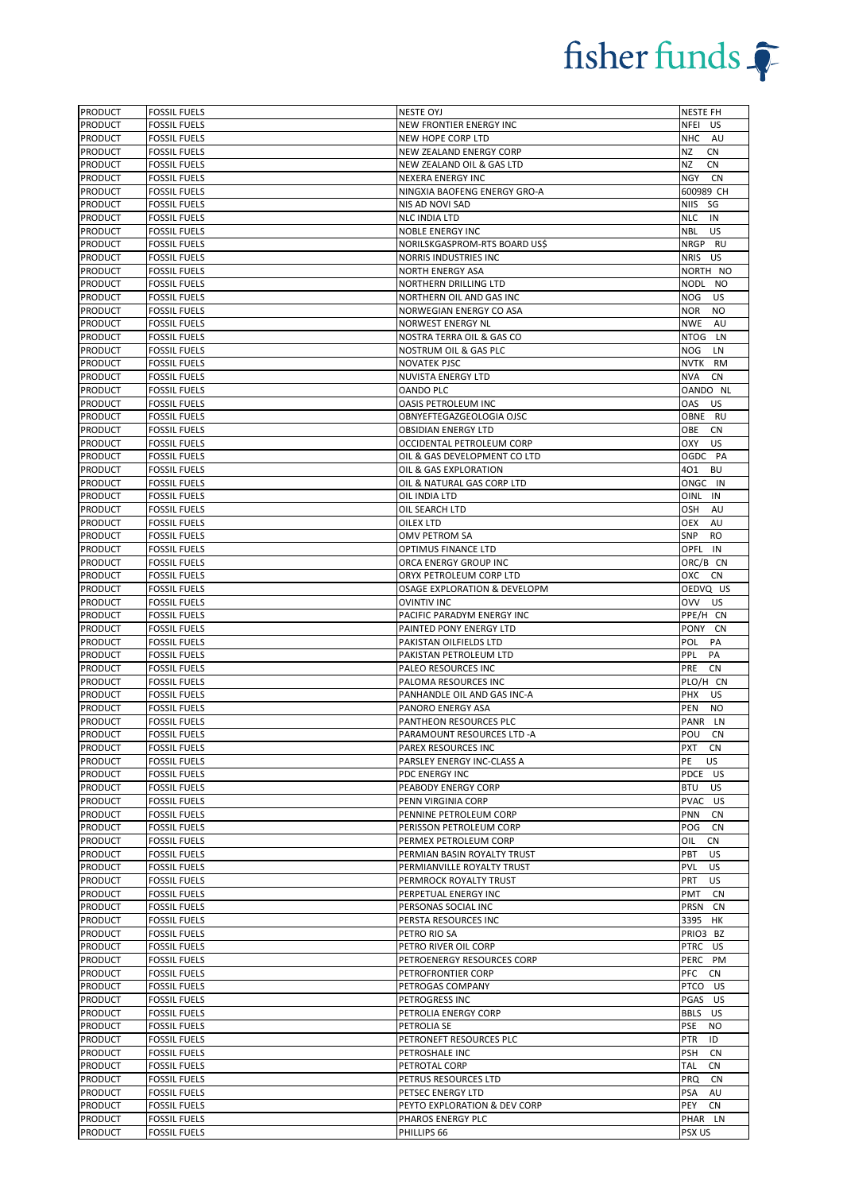| | | | |
|---|---|---|---|
| PRODUCT | FOSSIL FUELS | NESTE OYJ | NESTE FH |
| PRODUCT | FOSSIL FUELS | NEW FRONTIER ENERGY INC | NFEI US |
| PRODUCT | FOSSIL FUELS | NEW HOPE CORP LTD | NHC AU |
| PRODUCT | FOSSIL FUELS | NEW ZEALAND ENERGY CORP | NZ CN |
| PRODUCT | FOSSIL FUELS | NEW ZEALAND OIL & GAS LTD | NZ CN |
| PRODUCT | FOSSIL FUELS | NEXERA ENERGY INC | NGY CN |
| PRODUCT | FOSSIL FUELS | NINGXIA BAOFENG ENERGY GRO-A | 600989 CH |
| PRODUCT | FOSSIL FUELS | NIS AD NOVI SAD | NIIS SG |
| PRODUCT | FOSSIL FUELS | NLC INDIA LTD | NLC IN |
| PRODUCT | FOSSIL FUELS | NOBLE ENERGY INC | NBL US |
| PRODUCT | FOSSIL FUELS | NORILSKGASPROM-RTS BOARD US$ | NRGP RU |
| PRODUCT | FOSSIL FUELS | NORRIS INDUSTRIES INC | NRIS US |
| PRODUCT | FOSSIL FUELS | NORTH ENERGY ASA | NORTH NO |
| PRODUCT | FOSSIL FUELS | NORTHERN DRILLING LTD | NODL NO |
| PRODUCT | FOSSIL FUELS | NORTHERN OIL AND GAS INC | NOG US |
| PRODUCT | FOSSIL FUELS | NORWEGIAN ENERGY CO ASA | NOR NO |
| PRODUCT | FOSSIL FUELS | NORWEST ENERGY NL | NWE AU |
| PRODUCT | FOSSIL FUELS | NOSTRA TERRA OIL & GAS CO | NTOG LN |
| PRODUCT | FOSSIL FUELS | NOSTRUM OIL & GAS PLC | NOG LN |
| PRODUCT | FOSSIL FUELS | NOVATEK PJSC | NVTK RM |
| PRODUCT | FOSSIL FUELS | NUVISTA ENERGY LTD | NVA CN |
| PRODUCT | FOSSIL FUELS | OANDO PLC | OANDO NL |
| PRODUCT | FOSSIL FUELS | OASIS PETROLEUM INC | OAS US |
| PRODUCT | FOSSIL FUELS | OBNYEFTEGAZGEOLOGIA OJSC | OBNE RU |
| PRODUCT | FOSSIL FUELS | OBSIDIAN ENERGY LTD | OBE CN |
| PRODUCT | FOSSIL FUELS | OCCIDENTAL PETROLEUM CORP | OXY US |
| PRODUCT | FOSSIL FUELS | OIL & GAS DEVELOPMENT CO LTD | OGDC PA |
| PRODUCT | FOSSIL FUELS | OIL & GAS EXPLORATION | 4O1 BU |
| PRODUCT | FOSSIL FUELS | OIL & NATURAL GAS CORP LTD | ONGC IN |
| PRODUCT | FOSSIL FUELS | OIL INDIA LTD | OINL IN |
| PRODUCT | FOSSIL FUELS | OIL SEARCH LTD | OSH AU |
| PRODUCT | FOSSIL FUELS | OILEX LTD | OEX AU |
| PRODUCT | FOSSIL FUELS | OMV PETROM SA | SNP RO |
| PRODUCT | FOSSIL FUELS | OPTIMUS FINANCE LTD | OPFL IN |
| PRODUCT | FOSSIL FUELS | ORCA ENERGY GROUP INC | ORC/B CN |
| PRODUCT | FOSSIL FUELS | ORYX PETROLEUM CORP LTD | OXC CN |
| PRODUCT | FOSSIL FUELS | OSAGE EXPLORATION & DEVELOPM | OEDVQ US |
| PRODUCT | FOSSIL FUELS | OVINTIV INC | OVV US |
| PRODUCT | FOSSIL FUELS | PACIFIC PARADYM ENERGY INC | PPE/H CN |
| PRODUCT | FOSSIL FUELS | PAINTED PONY ENERGY LTD | PONY CN |
| PRODUCT | FOSSIL FUELS | PAKISTAN OILFIELDS LTD | POL PA |
| PRODUCT | FOSSIL FUELS | PAKISTAN PETROLEUM LTD | PPL PA |
| PRODUCT | FOSSIL FUELS | PALEO RESOURCES INC | PRE CN |
| PRODUCT | FOSSIL FUELS | PALOMA RESOURCES INC | PLO/H CN |
| PRODUCT | FOSSIL FUELS | PANHANDLE OIL AND GAS INC-A | PHX US |
| PRODUCT | FOSSIL FUELS | PANORO ENERGY ASA | PEN NO |
| PRODUCT | FOSSIL FUELS | PANTHEON RESOURCES PLC | PANR LN |
| PRODUCT | FOSSIL FUELS | PARAMOUNT RESOURCES LTD -A | POU CN |
| PRODUCT | FOSSIL FUELS | PAREX RESOURCES INC | PXT CN |
| PRODUCT | FOSSIL FUELS | PARSLEY ENERGY INC-CLASS A | PE US |
| PRODUCT | FOSSIL FUELS | PDC ENERGY INC | PDCE US |
| PRODUCT | FOSSIL FUELS | PEABODY ENERGY CORP | BTU US |
| PRODUCT | FOSSIL FUELS | PENN VIRGINIA CORP | PVAC US |
| PRODUCT | FOSSIL FUELS | PENNINE PETROLEUM CORP | PNN CN |
| PRODUCT | FOSSIL FUELS | PERISSON PETROLEUM CORP | POG CN |
| PRODUCT | FOSSIL FUELS | PERMEX PETROLEUM CORP | OIL CN |
| PRODUCT | FOSSIL FUELS | PERMIAN BASIN ROYALTY TRUST | PBT US |
| PRODUCT | FOSSIL FUELS | PERMIANVILLE ROYALTY TRUST | PVL US |
| PRODUCT | FOSSIL FUELS | PERMROCK ROYALTY TRUST | PRT US |
| PRODUCT | FOSSIL FUELS | PERPETUAL ENERGY INC | PMT CN |
| PRODUCT | FOSSIL FUELS | PERSONAS SOCIAL INC | PRSN CN |
| PRODUCT | FOSSIL FUELS | PERSTA RESOURCES INC | 3395 HK |
| PRODUCT | FOSSIL FUELS | PETRO RIO SA | PRIO3 BZ |
| PRODUCT | FOSSIL FUELS | PETRO RIVER OIL CORP | PTRC US |
| PRODUCT | FOSSIL FUELS | PETROENERGY RESOURCES CORP | PERC PM |
| PRODUCT | FOSSIL FUELS | PETROFRONTIER CORP | PFC CN |
| PRODUCT | FOSSIL FUELS | PETROGAS COMPANY | PTCO US |
| PRODUCT | FOSSIL FUELS | PETROGRESS INC | PGAS US |
| PRODUCT | FOSSIL FUELS | PETROLIA ENERGY CORP | BBLS US |
| PRODUCT | FOSSIL FUELS | PETROLIA SE | PSE NO |
| PRODUCT | FOSSIL FUELS | PETRONEFT RESOURCES PLC | PTR ID |
| PRODUCT | FOSSIL FUELS | PETROSHALE INC | PSH CN |
| PRODUCT | FOSSIL FUELS | PETROTAL CORP | TAL CN |
| PRODUCT | FOSSIL FUELS | PETRUS RESOURCES LTD | PRQ CN |
| PRODUCT | FOSSIL FUELS | PETSEC ENERGY LTD | PSA AU |
| PRODUCT | FOSSIL FUELS | PEYTO EXPLORATION & DEV CORP | PEY CN |
| PRODUCT | FOSSIL FUELS | PHAROS ENERGY PLC | PHAR LN |
| PRODUCT | FOSSIL FUELS | PHILLIPS 66 | PSX US |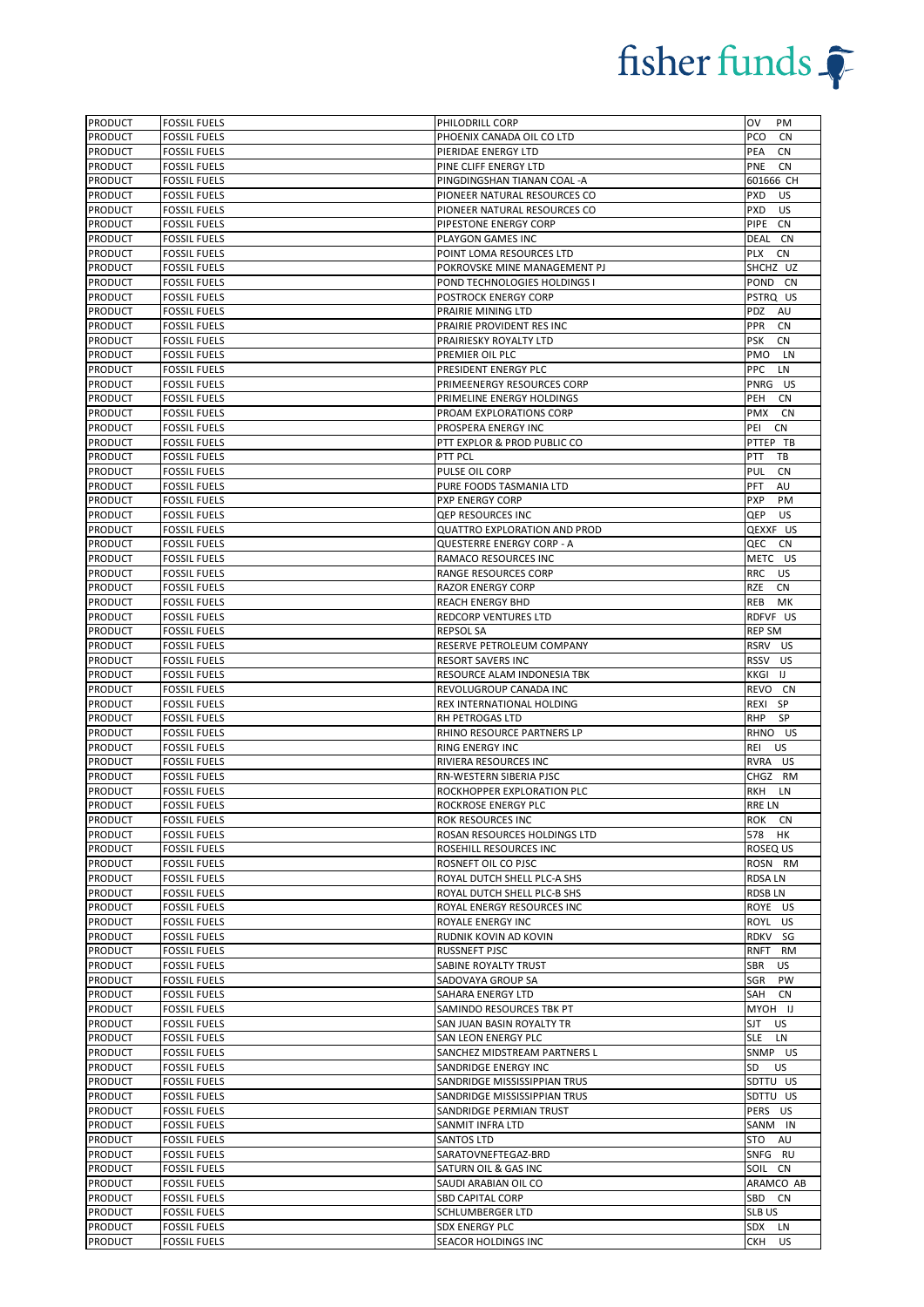| | | | |
|---|---|---|---|
| PRODUCT | FOSSIL FUELS | PHILODRILL CORP | OV PM |
| PRODUCT | FOSSIL FUELS | PHOENIX CANADA OIL CO LTD | PCO CN |
| PRODUCT | FOSSIL FUELS | PIERIDAE ENERGY LTD | PEA CN |
| PRODUCT | FOSSIL FUELS | PINE CLIFF ENERGY LTD | PNE CN |
| PRODUCT | FOSSIL FUELS | PINGDINGSHAN TIANAN COAL -A | 601666 CH |
| PRODUCT | FOSSIL FUELS | PIONEER NATURAL RESOURCES CO | PXD US |
| PRODUCT | FOSSIL FUELS | PIONEER NATURAL RESOURCES CO | PXD US |
| PRODUCT | FOSSIL FUELS | PIPESTONE ENERGY CORP | PIPE CN |
| PRODUCT | FOSSIL FUELS | PLAYGON GAMES INC | DEAL CN |
| PRODUCT | FOSSIL FUELS | POINT LOMA RESOURCES LTD | PLX CN |
| PRODUCT | FOSSIL FUELS | POKROVSKE MINE MANAGEMENT PJ | SHCHZ UZ |
| PRODUCT | FOSSIL FUELS | POND TECHNOLOGIES HOLDINGS I | POND CN |
| PRODUCT | FOSSIL FUELS | POSTROCK ENERGY CORP | PSTRQ US |
| PRODUCT | FOSSIL FUELS | PRAIRIE MINING LTD | PDZ AU |
| PRODUCT | FOSSIL FUELS | PRAIRIE PROVIDENT RES INC | PPR CN |
| PRODUCT | FOSSIL FUELS | PRAIRIESKY ROYALTY LTD | PSK CN |
| PRODUCT | FOSSIL FUELS | PREMIER OIL PLC | PMO LN |
| PRODUCT | FOSSIL FUELS | PRESIDENT ENERGY PLC | PPC LN |
| PRODUCT | FOSSIL FUELS | PRIMEENERGY RESOURCES CORP | PNRG US |
| PRODUCT | FOSSIL FUELS | PRIMELINE ENERGY HOLDINGS | PEH CN |
| PRODUCT | FOSSIL FUELS | PROAM EXPLORATIONS CORP | PMX CN |
| PRODUCT | FOSSIL FUELS | PROSPERA ENERGY INC | PEI CN |
| PRODUCT | FOSSIL FUELS | PTT EXPLOR & PROD PUBLIC CO | PTTEP TB |
| PRODUCT | FOSSIL FUELS | PTT PCL | PTT TB |
| PRODUCT | FOSSIL FUELS | PULSE OIL CORP | PUL CN |
| PRODUCT | FOSSIL FUELS | PURE FOODS TASMANIA LTD | PFT AU |
| PRODUCT | FOSSIL FUELS | PXP ENERGY CORP | PXP PM |
| PRODUCT | FOSSIL FUELS | QEP RESOURCES INC | QEP US |
| PRODUCT | FOSSIL FUELS | QUATTRO EXPLORATION AND PROD | QEXXF US |
| PRODUCT | FOSSIL FUELS | QUESTERRE ENERGY CORP - A | QEC CN |
| PRODUCT | FOSSIL FUELS | RAMACO RESOURCES INC | METC US |
| PRODUCT | FOSSIL FUELS | RANGE RESOURCES CORP | RRC US |
| PRODUCT | FOSSIL FUELS | RAZOR ENERGY CORP | RZE CN |
| PRODUCT | FOSSIL FUELS | REACH ENERGY BHD | REB MK |
| PRODUCT | FOSSIL FUELS | REDCORP VENTURES LTD | RDFVF US |
| PRODUCT | FOSSIL FUELS | REPSOL SA | REP SM |
| PRODUCT | FOSSIL FUELS | RESERVE PETROLEUM COMPANY | RSRV US |
| PRODUCT | FOSSIL FUELS | RESORT SAVERS INC | RSSV US |
| PRODUCT | FOSSIL FUELS | RESOURCE ALAM INDONESIA TBK | KKGI IJ |
| PRODUCT | FOSSIL FUELS | REVOLUGROUP CANADA INC | REVO CN |
| PRODUCT | FOSSIL FUELS | REX INTERNATIONAL HOLDING | REXI SP |
| PRODUCT | FOSSIL FUELS | RH PETROGAS LTD | RHP SP |
| PRODUCT | FOSSIL FUELS | RHINO RESOURCE PARTNERS LP | RHNO US |
| PRODUCT | FOSSIL FUELS | RING ENERGY INC | REI US |
| PRODUCT | FOSSIL FUELS | RIVIERA RESOURCES INC | RVRA US |
| PRODUCT | FOSSIL FUELS | RN-WESTERN SIBERIA PJSC | CHGZ RM |
| PRODUCT | FOSSIL FUELS | ROCKHOPPER EXPLORATION PLC | RKH LN |
| PRODUCT | FOSSIL FUELS | ROCKROSE ENERGY PLC | RRE LN |
| PRODUCT | FOSSIL FUELS | ROK RESOURCES INC | ROK CN |
| PRODUCT | FOSSIL FUELS | ROSAN RESOURCES HOLDINGS LTD | 578 HK |
| PRODUCT | FOSSIL FUELS | ROSEHILL RESOURCES INC | ROSEQ US |
| PRODUCT | FOSSIL FUELS | ROSNEFT OIL CO PJSC | ROSN RM |
| PRODUCT | FOSSIL FUELS | ROYAL DUTCH SHELL PLC-A SHS | RDSA LN |
| PRODUCT | FOSSIL FUELS | ROYAL DUTCH SHELL PLC-B SHS | RDSB LN |
| PRODUCT | FOSSIL FUELS | ROYAL ENERGY RESOURCES INC | ROYE US |
| PRODUCT | FOSSIL FUELS | ROYALE ENERGY INC | ROYL US |
| PRODUCT | FOSSIL FUELS | RUDNIK KOVIN AD KOVIN | RDKV SG |
| PRODUCT | FOSSIL FUELS | RUSSNEFT PJSC | RNFT RM |
| PRODUCT | FOSSIL FUELS | SABINE ROYALTY TRUST | SBR US |
| PRODUCT | FOSSIL FUELS | SADOVAYA GROUP SA | SGR PW |
| PRODUCT | FOSSIL FUELS | SAHARA ENERGY LTD | SAH CN |
| PRODUCT | FOSSIL FUELS | SAMINDO RESOURCES TBK PT | MYOH IJ |
| PRODUCT | FOSSIL FUELS | SAN JUAN BASIN ROYALTY TR | SJT US |
| PRODUCT | FOSSIL FUELS | SAN LEON ENERGY PLC | SLE LN |
| PRODUCT | FOSSIL FUELS | SANCHEZ MIDSTREAM PARTNERS L | SNMP US |
| PRODUCT | FOSSIL FUELS | SANDRIDGE ENERGY INC | SD US |
| PRODUCT | FOSSIL FUELS | SANDRIDGE MISSISSIPPIAN TRUS | SDTTU US |
| PRODUCT | FOSSIL FUELS | SANDRIDGE MISSISSIPPIAN TRUS | SDTTU US |
| PRODUCT | FOSSIL FUELS | SANDRIDGE PERMIAN TRUST | PERS US |
| PRODUCT | FOSSIL FUELS | SANMIT INFRA LTD | SANM IN |
| PRODUCT | FOSSIL FUELS | SANTOS LTD | STO AU |
| PRODUCT | FOSSIL FUELS | SARATOVNEFTEGAZ-BRD | SNFG RU |
| PRODUCT | FOSSIL FUELS | SATURN OIL & GAS INC | SOIL CN |
| PRODUCT | FOSSIL FUELS | SAUDI ARABIAN OIL CO | ARAMCO AB |
| PRODUCT | FOSSIL FUELS | SBD CAPITAL CORP | SBD CN |
| PRODUCT | FOSSIL FUELS | SCHLUMBERGER LTD | SLB US |
| PRODUCT | FOSSIL FUELS | SDX ENERGY PLC | SDX LN |
| PRODUCT | FOSSIL FUELS | SEACOR HOLDINGS INC | CKH US |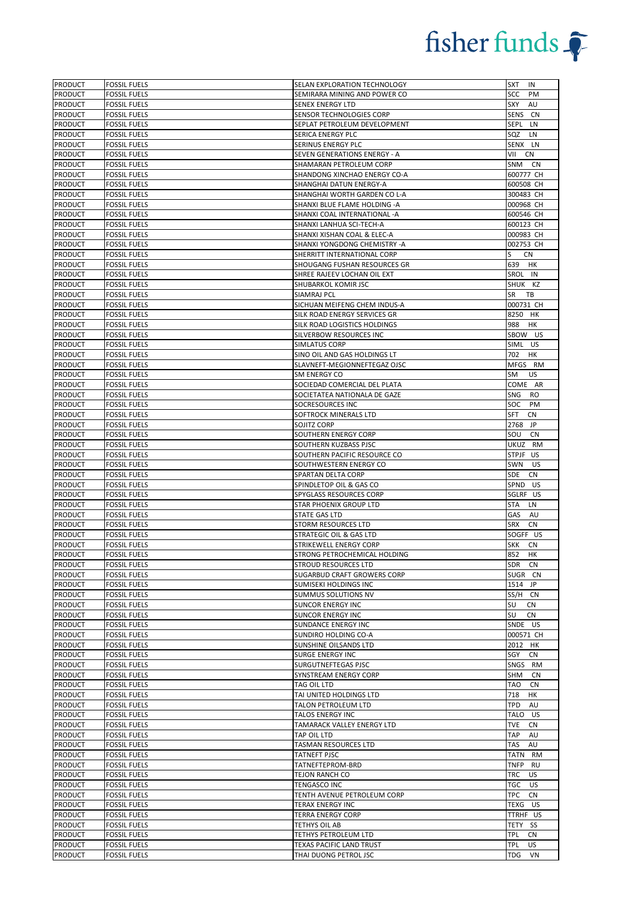| PRODUCT | FOSSIL FUELS | SELAN EXPLORATION TECHNOLOGY | SXT IN |
|---|---|---|---|
| PRODUCT | FOSSIL FUELS | SEMIRARA MINING AND POWER CO | SCC PM |
| PRODUCT | FOSSIL FUELS | SENEX ENERGY LTD | SXY AU |
| PRODUCT | FOSSIL FUELS | SENSOR TECHNOLOGIES CORP | SENS CN |
| PRODUCT | FOSSIL FUELS | SEPLAT PETROLEUM DEVELOPMENT | SEPL LN |
| PRODUCT | FOSSIL FUELS | SERICA ENERGY PLC | SQZ LN |
| PRODUCT | FOSSIL FUELS | SERINUS ENERGY PLC | SENX LN |
| PRODUCT | FOSSIL FUELS | SEVEN GENERATIONS ENERGY - A | VII CN |
| PRODUCT | FOSSIL FUELS | SHAMARAN PETROLEUM CORP | SNM CN |
| PRODUCT | FOSSIL FUELS | SHANDONG XINCHAO ENERGY CO-A | 600777 CH |
| PRODUCT | FOSSIL FUELS | SHANGHAI DATUN ENERGY-A | 600508 CH |
| PRODUCT | FOSSIL FUELS | SHANGHAI WORTH GARDEN CO L-A | 300483 CH |
| PRODUCT | FOSSIL FUELS | SHANXI BLUE FLAME HOLDING -A | 000968 CH |
| PRODUCT | FOSSIL FUELS | SHANXI COAL INTERNATIONAL -A | 600546 CH |
| PRODUCT | FOSSIL FUELS | SHANXI LANHUA SCI-TECH-A | 600123 CH |
| PRODUCT | FOSSIL FUELS | SHANXI XISHAN COAL & ELEC-A | 000983 CH |
| PRODUCT | FOSSIL FUELS | SHANXI YONGDONG CHEMISTRY -A | 002753 CH |
| PRODUCT | FOSSIL FUELS | SHERRITT INTERNATIONAL CORP | S CN |
| PRODUCT | FOSSIL FUELS | SHOUGANG FUSHAN RESOURCES GR | 639 HK |
| PRODUCT | FOSSIL FUELS | SHREE RAJEEV LOCHAN OIL EXT | SROL IN |
| PRODUCT | FOSSIL FUELS | SHUBARKOL KOMIR JSC | SHUK KZ |
| PRODUCT | FOSSIL FUELS | SIAMRAJ PCL | SR TB |
| PRODUCT | FOSSIL FUELS | SICHUAN MEIFENG CHEM INDUS-A | 000731 CH |
| PRODUCT | FOSSIL FUELS | SILK ROAD ENERGY SERVICES GR | 8250 HK |
| PRODUCT | FOSSIL FUELS | SILK ROAD LOGISTICS HOLDINGS | 988 HK |
| PRODUCT | FOSSIL FUELS | SILVERBOW RESOURCES INC | SBOW US |
| PRODUCT | FOSSIL FUELS | SIMLATUS CORP | SIML US |
| PRODUCT | FOSSIL FUELS | SINO OIL AND GAS HOLDINGS LT | 702 HK |
| PRODUCT | FOSSIL FUELS | SLAVNEFT-MEGIONNEFTEGAZ OJSC | MFGS RM |
| PRODUCT | FOSSIL FUELS | SM ENERGY CO | SM US |
| PRODUCT | FOSSIL FUELS | SOCIEDAD COMERCIAL DEL PLATA | COME AR |
| PRODUCT | FOSSIL FUELS | SOCIETATEA NATIONALA DE GAZE | SNG RO |
| PRODUCT | FOSSIL FUELS | SOCRESOURCES INC | SOC PM |
| PRODUCT | FOSSIL FUELS | SOFTROCK MINERALS LTD | SFT CN |
| PRODUCT | FOSSIL FUELS | SOJITZ CORP | 2768 JP |
| PRODUCT | FOSSIL FUELS | SOUTHERN ENERGY CORP | SOU CN |
| PRODUCT | FOSSIL FUELS | SOUTHERN KUZBASS PJSC | UKUZ RM |
| PRODUCT | FOSSIL FUELS | SOUTHERN PACIFIC RESOURCE CO | STPJF US |
| PRODUCT | FOSSIL FUELS | SOUTHWESTERN ENERGY CO | SWN US |
| PRODUCT | FOSSIL FUELS | SPARTAN DELTA CORP | SDE CN |
| PRODUCT | FOSSIL FUELS | SPINDLETOP OIL & GAS CO | SPND US |
| PRODUCT | FOSSIL FUELS | SPYGLASS RESOURCES CORP | SGLRF US |
| PRODUCT | FOSSIL FUELS | STAR PHOENIX GROUP LTD | STA LN |
| PRODUCT | FOSSIL FUELS | STATE GAS LTD | GAS AU |
| PRODUCT | FOSSIL FUELS | STORM RESOURCES LTD | SRX CN |
| PRODUCT | FOSSIL FUELS | STRATEGIC OIL & GAS LTD | SOGFF US |
| PRODUCT | FOSSIL FUELS | STRIKEWELL ENERGY CORP | SKK CN |
| PRODUCT | FOSSIL FUELS | STRONG PETROCHEMICAL HOLDING | 852 HK |
| PRODUCT | FOSSIL FUELS | STROUD RESOURCES LTD | SDR CN |
| PRODUCT | FOSSIL FUELS | SUGARBUD CRAFT GROWERS CORP | SUGR CN |
| PRODUCT | FOSSIL FUELS | SUMISEKI HOLDINGS INC | 1514 JP |
| PRODUCT | FOSSIL FUELS | SUMMUS SOLUTIONS NV | SS/H CN |
| PRODUCT | FOSSIL FUELS | SUNCOR ENERGY INC | SU CN |
| PRODUCT | FOSSIL FUELS | SUNCOR ENERGY INC | SU CN |
| PRODUCT | FOSSIL FUELS | SUNDANCE ENERGY INC | SNDE US |
| PRODUCT | FOSSIL FUELS | SUNDIRO HOLDING CO-A | 000571 CH |
| PRODUCT | FOSSIL FUELS | SUNSHINE OILSANDS LTD | 2012 HK |
| PRODUCT | FOSSIL FUELS | SURGE ENERGY INC | SGY CN |
| PRODUCT | FOSSIL FUELS | SURGUTNEFTEGAS PJSC | SNGS RM |
| PRODUCT | FOSSIL FUELS | SYNSTREAM ENERGY CORP | SHM CN |
| PRODUCT | FOSSIL FUELS | TAG OIL LTD | TAO CN |
| PRODUCT | FOSSIL FUELS | TAI UNITED HOLDINGS LTD | 718 HK |
| PRODUCT | FOSSIL FUELS | TALON PETROLEUM LTD | TPD AU |
| PRODUCT | FOSSIL FUELS | TALOS ENERGY INC | TALO US |
| PRODUCT | FOSSIL FUELS | TAMARACK VALLEY ENERGY LTD | TVE CN |
| PRODUCT | FOSSIL FUELS | TAP OIL LTD | TAP AU |
| PRODUCT | FOSSIL FUELS | TASMAN RESOURCES LTD | TAS AU |
| PRODUCT | FOSSIL FUELS | TATNEFT PJSC | TATN RM |
| PRODUCT | FOSSIL FUELS | TATNEFTEPROM-BRD | TNFP RU |
| PRODUCT | FOSSIL FUELS | TEJON RANCH CO | TRC US |
| PRODUCT | FOSSIL FUELS | TENGASCO INC | TGC US |
| PRODUCT | FOSSIL FUELS | TENTH AVENUE PETROLEUM CORP | TPC CN |
| PRODUCT | FOSSIL FUELS | TERAX ENERGY INC | TEXG US |
| PRODUCT | FOSSIL FUELS | TERRA ENERGY CORP | TTRHF US |
| PRODUCT | FOSSIL FUELS | TETHYS OIL AB | TETY SS |
| PRODUCT | FOSSIL FUELS | TETHYS PETROLEUM LTD | TPL CN |
| PRODUCT | FOSSIL FUELS | TEXAS PACIFIC LAND TRUST | TPL US |
| PRODUCT | FOSSIL FUELS | THAI DUONG PETROL JSC | TDG VN |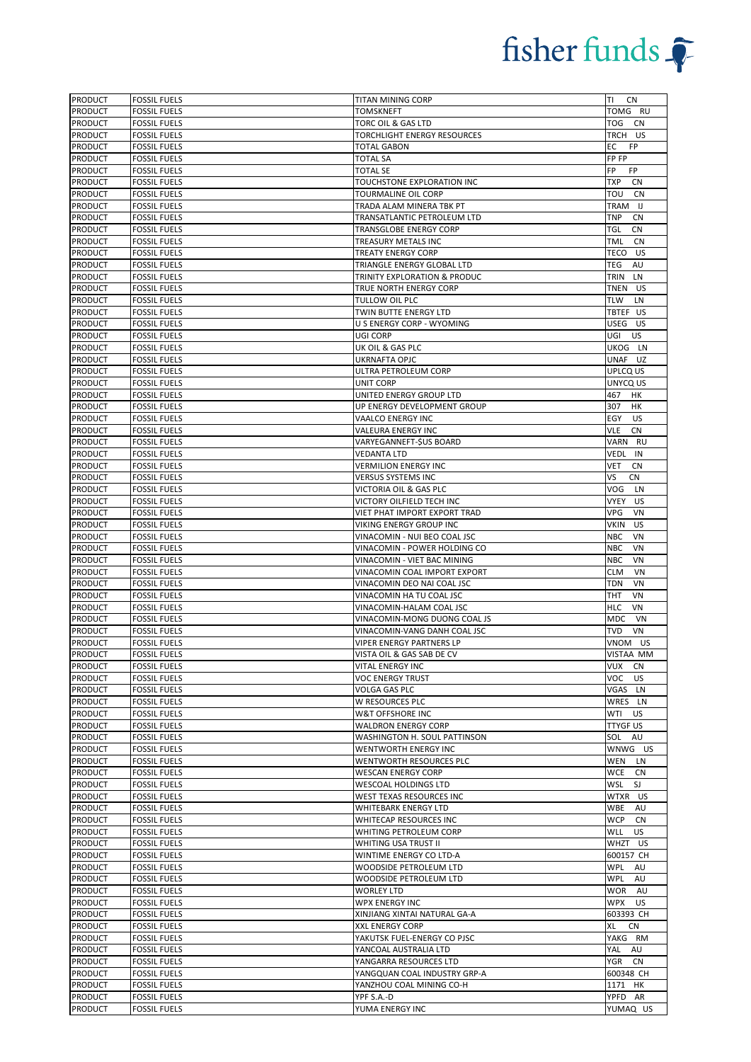| | | | |
|---|---|---|---|
| PRODUCT | FOSSIL FUELS | TITAN MINING CORP | TI CN |
| PRODUCT | FOSSIL FUELS | TOMSKNEFT | TOMG RU |
| PRODUCT | FOSSIL FUELS | TORC OIL & GAS LTD | TOG CN |
| PRODUCT | FOSSIL FUELS | TORCHLIGHT ENERGY RESOURCES | TRCH US |
| PRODUCT | FOSSIL FUELS | TOTAL GABON | EC FP |
| PRODUCT | FOSSIL FUELS | TOTAL SA | FP FP |
| PRODUCT | FOSSIL FUELS | TOTAL SE | FP FP |
| PRODUCT | FOSSIL FUELS | TOUCHSTONE EXPLORATION INC | TXP CN |
| PRODUCT | FOSSIL FUELS | TOURMALINE OIL CORP | TOU CN |
| PRODUCT | FOSSIL FUELS | TRADA ALAM MINERA TBK PT | TRAM IJ |
| PRODUCT | FOSSIL FUELS | TRANSATLANTIC PETROLEUM LTD | TNP CN |
| PRODUCT | FOSSIL FUELS | TRANSGLOBE ENERGY CORP | TGL CN |
| PRODUCT | FOSSIL FUELS | TREASURY METALS INC | TML CN |
| PRODUCT | FOSSIL FUELS | TREATY ENERGY CORP | TECO US |
| PRODUCT | FOSSIL FUELS | TRIANGLE ENERGY GLOBAL LTD | TEG AU |
| PRODUCT | FOSSIL FUELS | TRINITY EXPLORATION & PRODUC | TRIN LN |
| PRODUCT | FOSSIL FUELS | TRUE NORTH ENERGY CORP | TNEN US |
| PRODUCT | FOSSIL FUELS | TULLOW OIL PLC | TLW LN |
| PRODUCT | FOSSIL FUELS | TWIN BUTTE ENERGY LTD | TBTEF US |
| PRODUCT | FOSSIL FUELS | U S ENERGY CORP - WYOMING | USEG US |
| PRODUCT | FOSSIL FUELS | UGI CORP | UGI US |
| PRODUCT | FOSSIL FUELS | UK OIL & GAS PLC | UKOG LN |
| PRODUCT | FOSSIL FUELS | UKRNAFTA OPJC | UNAF UZ |
| PRODUCT | FOSSIL FUELS | ULTRA PETROLEUM CORP | UPLCQ US |
| PRODUCT | FOSSIL FUELS | UNIT CORP | UNYCQ US |
| PRODUCT | FOSSIL FUELS | UNITED ENERGY GROUP LTD | 467 HK |
| PRODUCT | FOSSIL FUELS | UP ENERGY DEVELOPMENT GROUP | 307 HK |
| PRODUCT | FOSSIL FUELS | VAALCO ENERGY INC | EGY US |
| PRODUCT | FOSSIL FUELS | VALEURA ENERGY INC | VLE CN |
| PRODUCT | FOSSIL FUELS | VARYEGANNEFT-$US BOARD | VARN RU |
| PRODUCT | FOSSIL FUELS | VEDANTA LTD | VEDL IN |
| PRODUCT | FOSSIL FUELS | VERMILION ENERGY INC | VET CN |
| PRODUCT | FOSSIL FUELS | VERSUS SYSTEMS INC | VS CN |
| PRODUCT | FOSSIL FUELS | VICTORIA OIL & GAS PLC | VOG LN |
| PRODUCT | FOSSIL FUELS | VICTORY OILFIELD TECH INC | VYEY US |
| PRODUCT | FOSSIL FUELS | VIET PHAT IMPORT EXPORT TRAD | VPG VN |
| PRODUCT | FOSSIL FUELS | VIKING ENERGY GROUP INC | VKIN US |
| PRODUCT | FOSSIL FUELS | VINACOMIN - NUI BEO COAL JSC | NBC VN |
| PRODUCT | FOSSIL FUELS | VINACOMIN - POWER HOLDING CO | NBC VN |
| PRODUCT | FOSSIL FUELS | VINACOMIN - VIET BAC MINING | NBC VN |
| PRODUCT | FOSSIL FUELS | VINACOMIN COAL IMPORT EXPORT | CLM VN |
| PRODUCT | FOSSIL FUELS | VINACOMIN DEO NAI COAL JSC | TDN VN |
| PRODUCT | FOSSIL FUELS | VINACOMIN HA TU COAL JSC | THT VN |
| PRODUCT | FOSSIL FUELS | VINACOMIN-HALAM COAL JSC | HLC VN |
| PRODUCT | FOSSIL FUELS | VINACOMIN-MONG DUONG COAL JS | MDC VN |
| PRODUCT | FOSSIL FUELS | VINACOMIN-VANG DANH COAL JSC | TVD VN |
| PRODUCT | FOSSIL FUELS | VIPER ENERGY PARTNERS LP | VNOM US |
| PRODUCT | FOSSIL FUELS | VISTA OIL & GAS SAB DE CV | VISTAA MM |
| PRODUCT | FOSSIL FUELS | VITAL ENERGY INC | VUX CN |
| PRODUCT | FOSSIL FUELS | VOC ENERGY TRUST | VOC US |
| PRODUCT | FOSSIL FUELS | VOLGA GAS PLC | VGAS LN |
| PRODUCT | FOSSIL FUELS | W RESOURCES PLC | WRES LN |
| PRODUCT | FOSSIL FUELS | W&T OFFSHORE INC | WTI US |
| PRODUCT | FOSSIL FUELS | WALDRON ENERGY CORP | TTYGF US |
| PRODUCT | FOSSIL FUELS | WASHINGTON H. SOUL PATTINSON | SOL AU |
| PRODUCT | FOSSIL FUELS | WENTWORTH ENERGY INC | WNWG US |
| PRODUCT | FOSSIL FUELS | WENTWORTH RESOURCES PLC | WEN LN |
| PRODUCT | FOSSIL FUELS | WESCAN ENERGY CORP | WCE CN |
| PRODUCT | FOSSIL FUELS | WESCOAL HOLDINGS LTD | WSL SJ |
| PRODUCT | FOSSIL FUELS | WEST TEXAS RESOURCES INC | WTXR US |
| PRODUCT | FOSSIL FUELS | WHITEBARK ENERGY LTD | WBE AU |
| PRODUCT | FOSSIL FUELS | WHITECAP RESOURCES INC | WCP CN |
| PRODUCT | FOSSIL FUELS | WHITING PETROLEUM CORP | WLL US |
| PRODUCT | FOSSIL FUELS | WHITING USA TRUST II | WHZT US |
| PRODUCT | FOSSIL FUELS | WINTIME ENERGY CO LTD-A | 600157 CH |
| PRODUCT | FOSSIL FUELS | WOODSIDE PETROLEUM LTD | WPL AU |
| PRODUCT | FOSSIL FUELS | WOODSIDE PETROLEUM LTD | WPL AU |
| PRODUCT | FOSSIL FUELS | WORLEY LTD | WOR AU |
| PRODUCT | FOSSIL FUELS | WPX ENERGY INC | WPX US |
| PRODUCT | FOSSIL FUELS | XINJIANG XINTAI NATURAL GA-A | 603393 CH |
| PRODUCT | FOSSIL FUELS | XXL ENERGY CORP | XL CN |
| PRODUCT | FOSSIL FUELS | YAKUTSK FUEL-ENERGY CO PJSC | YAKG RM |
| PRODUCT | FOSSIL FUELS | YANCOAL AUSTRALIA LTD | YAL AU |
| PRODUCT | FOSSIL FUELS | YANGARRA RESOURCES LTD | YGR CN |
| PRODUCT | FOSSIL FUELS | YANGQUAN COAL INDUSTRY GRP-A | 600348 CH |
| PRODUCT | FOSSIL FUELS | YANZHOU COAL MINING CO-H | 1171 HK |
| PRODUCT | FOSSIL FUELS | YPF S.A.-D | YPFD AR |
| PRODUCT | FOSSIL FUELS | YUMA ENERGY INC | YUMAQ US |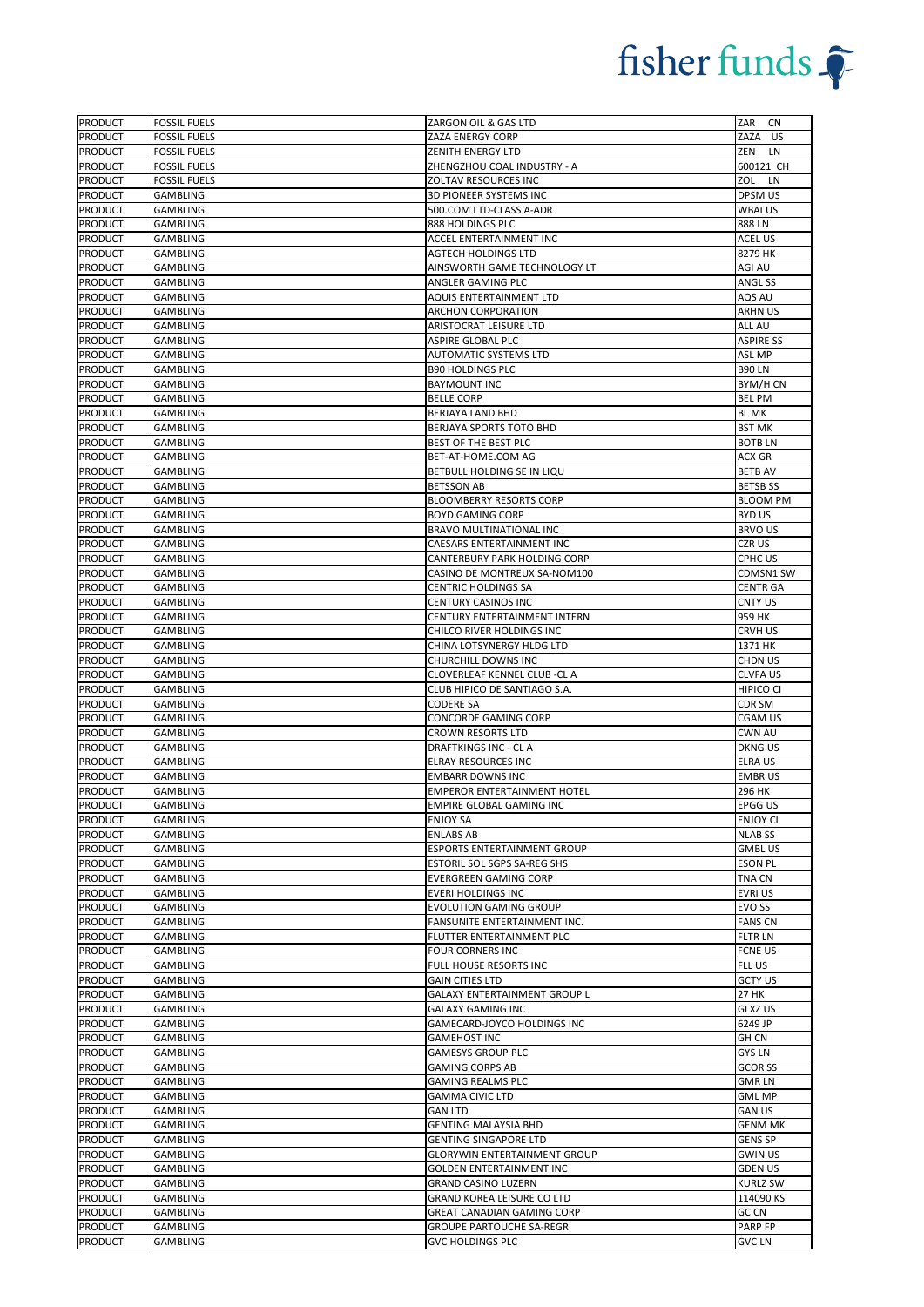| PRODUCT | FOSSIL FUELS | ZARGON OIL & GAS LTD | ZAR CN |
|---|---|---|---|
| PRODUCT | FOSSIL FUELS | ZAZA ENERGY CORP | ZAZA US |
| PRODUCT | FOSSIL FUELS | ZENITH ENERGY LTD | ZEN LN |
| PRODUCT | FOSSIL FUELS | ZHENGZHOU COAL INDUSTRY - A | 600121 CH |
| PRODUCT | FOSSIL FUELS | ZOLTAV RESOURCES INC | ZOL LN |
| PRODUCT | GAMBLING | 3D PIONEER SYSTEMS INC | DPSM US |
| PRODUCT | GAMBLING | 500.COM LTD-CLASS A-ADR | WBAI US |
| PRODUCT | GAMBLING | 888 HOLDINGS PLC | 888 LN |
| PRODUCT | GAMBLING | ACCEL ENTERTAINMENT INC | ACEL US |
| PRODUCT | GAMBLING | AGTECH HOLDINGS LTD | 8279 HK |
| PRODUCT | GAMBLING | AINSWORTH GAME TECHNOLOGY LT | AGI AU |
| PRODUCT | GAMBLING | ANGLER GAMING PLC | ANGL SS |
| PRODUCT | GAMBLING | AQUIS ENTERTAINMENT LTD | AQS AU |
| PRODUCT | GAMBLING | ARCHON CORPORATION | ARHN US |
| PRODUCT | GAMBLING | ARISTOCRAT LEISURE LTD | ALL AU |
| PRODUCT | GAMBLING | ASPIRE GLOBAL PLC | ASPIRE SS |
| PRODUCT | GAMBLING | AUTOMATIC SYSTEMS LTD | ASL MP |
| PRODUCT | GAMBLING | B90 HOLDINGS PLC | B90 LN |
| PRODUCT | GAMBLING | BAYMOUNT INC | BYM/H CN |
| PRODUCT | GAMBLING | BELLE CORP | BEL PM |
| PRODUCT | GAMBLING | BERJAYA LAND BHD | BL MK |
| PRODUCT | GAMBLING | BERJAYA SPORTS TOTO BHD | BST MK |
| PRODUCT | GAMBLING | BEST OF THE BEST PLC | BOTB LN |
| PRODUCT | GAMBLING | BET-AT-HOME.COM AG | ACX GR |
| PRODUCT | GAMBLING | BETBULL HOLDING SE IN LIQU | BETB AV |
| PRODUCT | GAMBLING | BETSSON AB | BETSB SS |
| PRODUCT | GAMBLING | BLOOMBERRY RESORTS CORP | BLOOM PM |
| PRODUCT | GAMBLING | BOYD GAMING CORP | BYD US |
| PRODUCT | GAMBLING | BRAVO MULTINATIONAL INC | BRVO US |
| PRODUCT | GAMBLING | CAESARS ENTERTAINMENT INC | CZR US |
| PRODUCT | GAMBLING | CANTERBURY PARK HOLDING CORP | CPHC US |
| PRODUCT | GAMBLING | CASINO DE MONTREUX SA-NOM100 | CDMSN1 SW |
| PRODUCT | GAMBLING | CENTRIC HOLDINGS SA | CENTR GA |
| PRODUCT | GAMBLING | CENTURY CASINOS INC | CNTY US |
| PRODUCT | GAMBLING | CENTURY ENTERTAINMENT INTERN | 959 HK |
| PRODUCT | GAMBLING | CHILCO RIVER HOLDINGS INC | CRVH US |
| PRODUCT | GAMBLING | CHINA LOTSYNERGY HLDG LTD | 1371 HK |
| PRODUCT | GAMBLING | CHURCHILL DOWNS INC | CHDN US |
| PRODUCT | GAMBLING | CLOVERLEAF KENNEL CLUB -CL A | CLVFA US |
| PRODUCT | GAMBLING | CLUB HIPICO DE SANTIAGO S.A. | HIPICO CI |
| PRODUCT | GAMBLING | CODERE SA | CDR SM |
| PRODUCT | GAMBLING | CONCORDE GAMING CORP | CGAM US |
| PRODUCT | GAMBLING | CROWN RESORTS LTD | CWN AU |
| PRODUCT | GAMBLING | DRAFTKINGS INC - CL A | DKNG US |
| PRODUCT | GAMBLING | ELRAY RESOURCES INC | ELRA US |
| PRODUCT | GAMBLING | EMBARR DOWNS INC | EMBR US |
| PRODUCT | GAMBLING | EMPEROR ENTERTAINMENT HOTEL | 296 HK |
| PRODUCT | GAMBLING | EMPIRE GLOBAL GAMING INC | EPGG US |
| PRODUCT | GAMBLING | ENJOY SA | ENJOY CI |
| PRODUCT | GAMBLING | ENLABS AB | NLAB SS |
| PRODUCT | GAMBLING | ESPORTS ENTERTAINMENT GROUP | GMBL US |
| PRODUCT | GAMBLING | ESTORIL SOL SGPS SA-REG SHS | ESON PL |
| PRODUCT | GAMBLING | EVERGREEN GAMING CORP | TNA CN |
| PRODUCT | GAMBLING | EVERI HOLDINGS INC | EVRI US |
| PRODUCT | GAMBLING | EVOLUTION GAMING GROUP | EVO SS |
| PRODUCT | GAMBLING | FANSUNITE ENTERTAINMENT INC. | FANS CN |
| PRODUCT | GAMBLING | FLUTTER ENTERTAINMENT PLC | FLTR LN |
| PRODUCT | GAMBLING | FOUR CORNERS INC | FCNE US |
| PRODUCT | GAMBLING | FULL HOUSE RESORTS INC | FLL US |
| PRODUCT | GAMBLING | GAIN CITIES LTD | GCTY US |
| PRODUCT | GAMBLING | GALAXY ENTERTAINMENT GROUP L | 27 HK |
| PRODUCT | GAMBLING | GALAXY GAMING INC | GLXZ US |
| PRODUCT | GAMBLING | GAMECARD-JOYCO HOLDINGS INC | 6249 JP |
| PRODUCT | GAMBLING | GAMEHOST INC | GH CN |
| PRODUCT | GAMBLING | GAMESYS GROUP PLC | GYS LN |
| PRODUCT | GAMBLING | GAMING CORPS AB | GCOR SS |
| PRODUCT | GAMBLING | GAMING REALMS PLC | GMR LN |
| PRODUCT | GAMBLING | GAMMA CIVIC LTD | GML MP |
| PRODUCT | GAMBLING | GAN LTD | GAN US |
| PRODUCT | GAMBLING | GENTING MALAYSIA BHD | GENM MK |
| PRODUCT | GAMBLING | GENTING SINGAPORE LTD | GENS SP |
| PRODUCT | GAMBLING | GLORYWIN ENTERTAINMENT GROUP | GWIN US |
| PRODUCT | GAMBLING | GOLDEN ENTERTAINMENT INC | GDEN US |
| PRODUCT | GAMBLING | GRAND CASINO LUZERN | KURLZ SW |
| PRODUCT | GAMBLING | GRAND KOREA LEISURE CO LTD | 114090 KS |
| PRODUCT | GAMBLING | GREAT CANADIAN GAMING CORP | GC CN |
| PRODUCT | GAMBLING | GROUPE PARTOUCHE SA-REGR | PARP FP |
| PRODUCT | GAMBLING | GVC HOLDINGS PLC | GVC LN |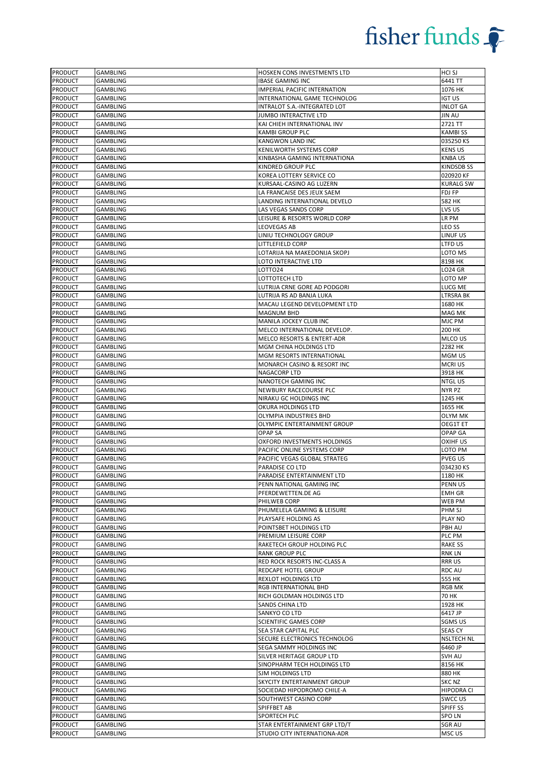| | | | |
|---|---|---|---|
| PRODUCT | GAMBLING | HOSKEN CONS INVESTMENTS LTD | HCI SJ |
| PRODUCT | GAMBLING | IBASE GAMING INC | 6441 TT |
| PRODUCT | GAMBLING | IMPERIAL PACIFIC INTERNATION | 1076 HK |
| PRODUCT | GAMBLING | INTERNATIONAL GAME TECHNOLOG | IGT US |
| PRODUCT | GAMBLING | INTRALOT S.A.-INTEGRATED LOT | INLOT GA |
| PRODUCT | GAMBLING | JUMBO INTERACTIVE LTD | JIN AU |
| PRODUCT | GAMBLING | KAI CHIEH INTERNATIONAL INV | 2721 TT |
| PRODUCT | GAMBLING | KAMBI GROUP PLC | KAMBI SS |
| PRODUCT | GAMBLING | KANGWON LAND INC | 035250 KS |
| PRODUCT | GAMBLING | KENILWORTH SYSTEMS CORP | KENS US |
| PRODUCT | GAMBLING | KINBASHA GAMING INTERNATIONA | KNBA US |
| PRODUCT | GAMBLING | KINDRED GROUP PLC | KINDSDB SS |
| PRODUCT | GAMBLING | KOREA LOTTERY SERVICE CO | 020920 KF |
| PRODUCT | GAMBLING | KURSAAL-CASINO AG LUZERN | KURALG SW |
| PRODUCT | GAMBLING | LA FRANCAISE DES JEUX SAEM | FDJ FP |
| PRODUCT | GAMBLING | LANDING INTERNATIONAL DEVELO | 582 HK |
| PRODUCT | GAMBLING | LAS VEGAS SANDS CORP | LVS US |
| PRODUCT | GAMBLING | LEISURE & RESORTS WORLD CORP | LR PM |
| PRODUCT | GAMBLING | LEOVEGAS AB | LEO SS |
| PRODUCT | GAMBLING | LINIU TECHNOLOGY GROUP | LINUF US |
| PRODUCT | GAMBLING | LITTLEFIELD CORP | LTFD US |
| PRODUCT | GAMBLING | LOTARIJA NA MAKEDONIJA SKOPJ | LOTO MS |
| PRODUCT | GAMBLING | LOTO INTERACTIVE LTD | 8198 HK |
| PRODUCT | GAMBLING | LOTTO24 | LO24 GR |
| PRODUCT | GAMBLING | LOTTOTECH LTD | LOTO MP |
| PRODUCT | GAMBLING | LUTRIJA CRNE GORE AD PODGORI | LUCG ME |
| PRODUCT | GAMBLING | LUTRIJA RS AD BANJA LUKA | LTRSRA BK |
| PRODUCT | GAMBLING | MACAU LEGEND DEVELOPMENT LTD | 1680 HK |
| PRODUCT | GAMBLING | MAGNUM BHD | MAG MK |
| PRODUCT | GAMBLING | MANILA JOCKEY CLUB INC | MJC PM |
| PRODUCT | GAMBLING | MELCO INTERNATIONAL DEVELOP. | 200 HK |
| PRODUCT | GAMBLING | MELCO RESORTS & ENTERT-ADR | MLCO US |
| PRODUCT | GAMBLING | MGM CHINA HOLDINGS LTD | 2282 HK |
| PRODUCT | GAMBLING | MGM RESORTS INTERNATIONAL | MGM US |
| PRODUCT | GAMBLING | MONARCH CASINO & RESORT INC | MCRI US |
| PRODUCT | GAMBLING | NAGACORP LTD | 3918 HK |
| PRODUCT | GAMBLING | NANOTECH GAMING INC | NTGL US |
| PRODUCT | GAMBLING | NEWBURY RACECOURSE PLC | NYR PZ |
| PRODUCT | GAMBLING | NIRAKU GC HOLDINGS INC | 1245 HK |
| PRODUCT | GAMBLING | OKURA HOLDINGS LTD | 1655 HK |
| PRODUCT | GAMBLING | OLYMPIA INDUSTRIES BHD | OLYM MK |
| PRODUCT | GAMBLING | OLYMPIC ENTERTAINMENT GROUP | OEG1T ET |
| PRODUCT | GAMBLING | OPAP SA | OPAP GA |
| PRODUCT | GAMBLING | OXFORD INVESTMENTS HOLDINGS | OXIHF US |
| PRODUCT | GAMBLING | PACIFIC ONLINE SYSTEMS CORP | LOTO PM |
| PRODUCT | GAMBLING | PACIFIC VEGAS GLOBAL STRATEG | PVEG US |
| PRODUCT | GAMBLING | PARADISE CO LTD | 034230 KS |
| PRODUCT | GAMBLING | PARADISE ENTERTAINMENT LTD | 1180 HK |
| PRODUCT | GAMBLING | PENN NATIONAL GAMING INC | PENN US |
| PRODUCT | GAMBLING | PFERDEWETTEN.DE AG | EMH GR |
| PRODUCT | GAMBLING | PHILWEB CORP | WEB PM |
| PRODUCT | GAMBLING | PHUMELELA GAMING & LEISURE | PHM SJ |
| PRODUCT | GAMBLING | PLAYSAFE HOLDING AS | PLAY NO |
| PRODUCT | GAMBLING | POINTSBET HOLDINGS LTD | PBH AU |
| PRODUCT | GAMBLING | PREMIUM LEISURE CORP | PLC PM |
| PRODUCT | GAMBLING | RAKETECH GROUP HOLDING PLC | RAKE SS |
| PRODUCT | GAMBLING | RANK GROUP PLC | RNK LN |
| PRODUCT | GAMBLING | RED ROCK RESORTS INC-CLASS A | RRR US |
| PRODUCT | GAMBLING | REDCAPE HOTEL GROUP | RDC AU |
| PRODUCT | GAMBLING | REXLOT HOLDINGS LTD | 555 HK |
| PRODUCT | GAMBLING | RGB INTERNATIONAL BHD | RGB MK |
| PRODUCT | GAMBLING | RICH GOLDMAN HOLDINGS LTD | 70 HK |
| PRODUCT | GAMBLING | SANDS CHINA LTD | 1928 HK |
| PRODUCT | GAMBLING | SANKYO CO LTD | 6417 JP |
| PRODUCT | GAMBLING | SCIENTIFIC GAMES CORP | SGMS US |
| PRODUCT | GAMBLING | SEA STAR CAPITAL PLC | SEAS CY |
| PRODUCT | GAMBLING | SECURE ELECTRONICS TECHNOLOG | NSLTECH NL |
| PRODUCT | GAMBLING | SEGA SAMMY HOLDINGS INC | 6460 JP |
| PRODUCT | GAMBLING | SILVER HERITAGE GROUP LTD | SVH AU |
| PRODUCT | GAMBLING | SINOPHARM TECH HOLDINGS LTD | 8156 HK |
| PRODUCT | GAMBLING | SJM HOLDINGS LTD | 880 HK |
| PRODUCT | GAMBLING | SKYCITY ENTERTAINMENT GROUP | SKC NZ |
| PRODUCT | GAMBLING | SOCIEDAD HIPODROMO CHILE-A | HIPODRA CI |
| PRODUCT | GAMBLING | SOUTHWEST CASINO CORP | SWCC US |
| PRODUCT | GAMBLING | SPIFFBET AB | SPIFF SS |
| PRODUCT | GAMBLING | SPORTECH PLC | SPO LN |
| PRODUCT | GAMBLING | STAR ENTERTAINMENT GRP LTD/T | SGR AU |
| PRODUCT | GAMBLING | STUDIO CITY INTERNATIONA-ADR | MSC US |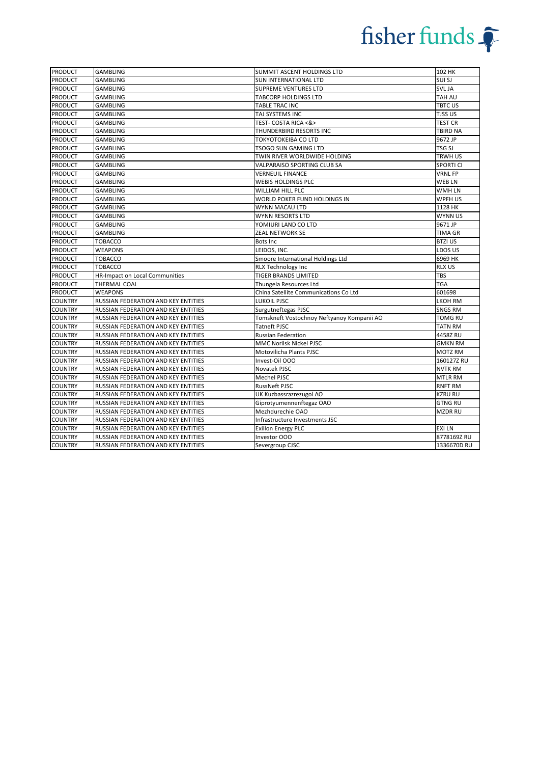| | | | |
|---|---|---|---|
| PRODUCT | GAMBLING | SUMMIT ASCENT HOLDINGS LTD | 102 HK |
| PRODUCT | GAMBLING | SUN INTERNATIONAL LTD | SUI SJ |
| PRODUCT | GAMBLING | SUPREME VENTURES LTD | SVL JA |
| PRODUCT | GAMBLING | TABCORP HOLDINGS LTD | TAH AU |
| PRODUCT | GAMBLING | TABLE TRAC INC | TBTC US |
| PRODUCT | GAMBLING | TAJ SYSTEMS INC | TJSS US |
| PRODUCT | GAMBLING | TEST- COSTA RICA <&> | TEST CR |
| PRODUCT | GAMBLING | THUNDERBIRD RESORTS INC | TBIRD NA |
| PRODUCT | GAMBLING | TOKYOTOKEIBA CO LTD | 9672 JP |
| PRODUCT | GAMBLING | TSOGO SUN GAMING LTD | TSG SJ |
| PRODUCT | GAMBLING | TWIN RIVER WORLDWIDE HOLDING | TRWH US |
| PRODUCT | GAMBLING | VALPARAISO SPORTING CLUB SA | SPORTI CI |
| PRODUCT | GAMBLING | VERNEUIL FINANCE | VRNL FP |
| PRODUCT | GAMBLING | WEBIS HOLDINGS PLC | WEB LN |
| PRODUCT | GAMBLING | WILLIAM HILL PLC | WMH LN |
| PRODUCT | GAMBLING | WORLD POKER FUND HOLDINGS IN | WPFH US |
| PRODUCT | GAMBLING | WYNN MACAU LTD | 1128 HK |
| PRODUCT | GAMBLING | WYNN RESORTS LTD | WYNN US |
| PRODUCT | GAMBLING | YOMIURI LAND CO LTD | 9671 JP |
| PRODUCT | GAMBLING | ZEAL NETWORK SE | TIMA GR |
| PRODUCT | TOBACCO | Bots Inc | BTZI US |
| PRODUCT | WEAPONS | LEIDOS, INC. | LDOS US |
| PRODUCT | TOBACCO | Smoore International Holdings Ltd | 6969 HK |
| PRODUCT | TOBACCO | RLX Technology Inc | RLX US |
| PRODUCT | HR-Impact on Local Communities | TIGER BRANDS LIMITED | TBS |
| PRODUCT | THERMAL COAL | Thungela Resources Ltd | TGA |
| PRODUCT | WEAPONS | China Satellite Communications Co Ltd | 601698 |
| COUNTRY | RUSSIAN FEDERATION AND KEY ENTITIES | LUKOIL PJSC | LKOH RM |
| COUNTRY | RUSSIAN FEDERATION AND KEY ENTITIES | Surgutneftegas PJSC | SNGS RM |
| COUNTRY | RUSSIAN FEDERATION AND KEY ENTITIES | Tomskneft Vostochnoy Neftyanoy Kompanii AO | TOMG RU |
| COUNTRY | RUSSIAN FEDERATION AND KEY ENTITIES | Tatneft PJSC | TATN RM |
| COUNTRY | RUSSIAN FEDERATION AND KEY ENTITIES | Russian Federation | 4458Z RU |
| COUNTRY | RUSSIAN FEDERATION AND KEY ENTITIES | MMC Norilsk Nickel PJSC | GMKN RM |
| COUNTRY | RUSSIAN FEDERATION AND KEY ENTITIES | Motovilicha Plants PJSC | MOTZ RM |
| COUNTRY | RUSSIAN FEDERATION AND KEY ENTITIES | Invest-Oil OOO | 160127Z RU |
| COUNTRY | RUSSIAN FEDERATION AND KEY ENTITIES | Novatek PJSC | NVTK RM |
| COUNTRY | RUSSIAN FEDERATION AND KEY ENTITIES | Mechel PJSC | MTLR RM |
| COUNTRY | RUSSIAN FEDERATION AND KEY ENTITIES | RussNeft PJSC | RNFT RM |
| COUNTRY | RUSSIAN FEDERATION AND KEY ENTITIES | UK Kuzbassrazrezugol AO | KZRU RU |
| COUNTRY | RUSSIAN FEDERATION AND KEY ENTITIES | Giprotyumennenftegaz OAO | GTNG RU |
| COUNTRY | RUSSIAN FEDERATION AND KEY ENTITIES | Mezhdurechie OAO | MZDR RU |
| COUNTRY | RUSSIAN FEDERATION AND KEY ENTITIES | Infrastructure Investments JSC | |
| COUNTRY | RUSSIAN FEDERATION AND KEY ENTITIES | Exillon Energy PLC | EXI LN |
| COUNTRY | RUSSIAN FEDERATION AND KEY ENTITIES | Investor OOO | 8778169Z RU |
| COUNTRY | RUSSIAN FEDERATION AND KEY ENTITIES | Severgroup CJSC | 1336670D RU |